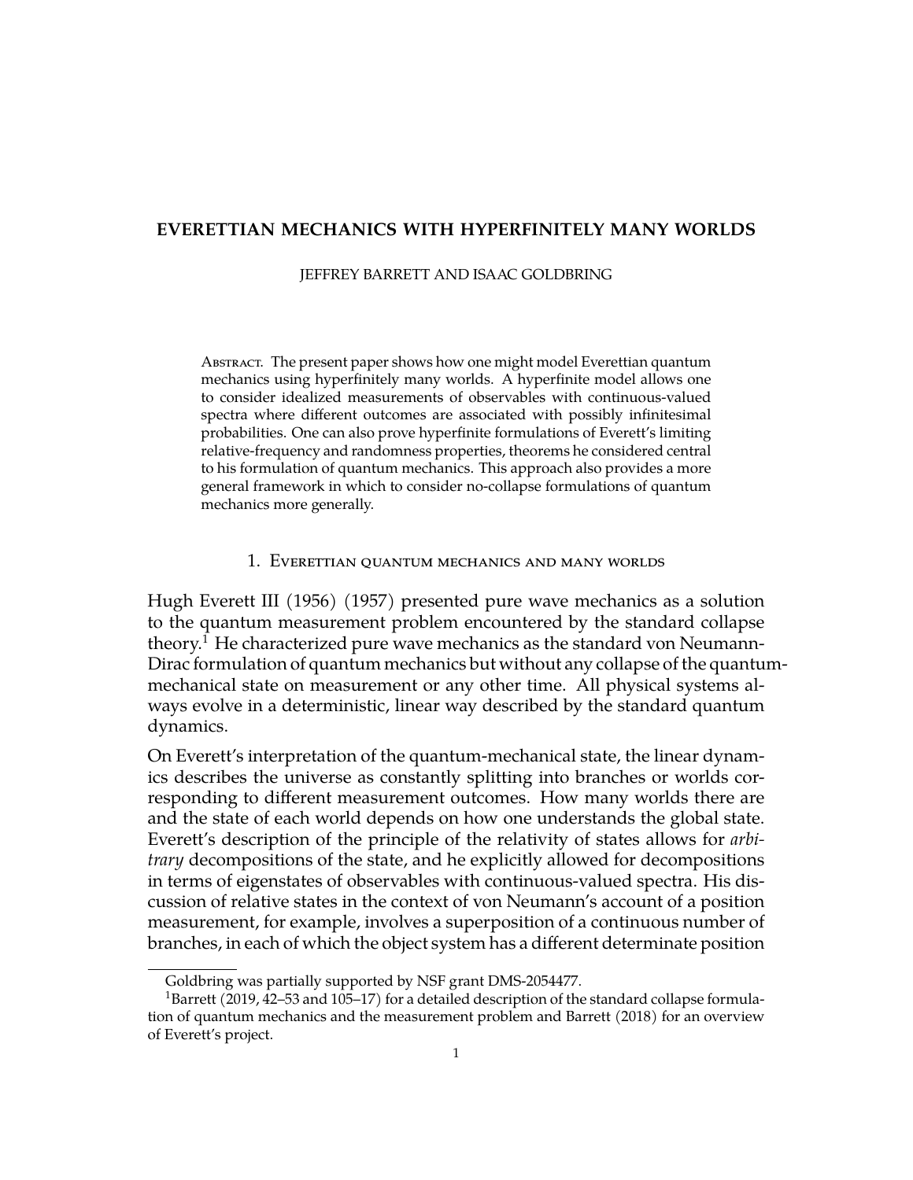# EVERETTIAN MECHANICS WITH HYPERFINITELY MANY WORLDS

JEFFREY BARRETT AND ISAAC GOLDBRING

Abstract. The present paper shows how one might model Everettian quantum mechanics using hyperfinitely many worlds. A hyperfinite model allows one to consider idealized measurements of observables with continuous-valued spectra where different outcomes are associated with possibly infinitesimal probabilities. One can also prove hyperfinite formulations of Everett's limiting relative-frequency and randomness properties, theorems he considered central to his formulation of quantum mechanics. This approach also provides a more general framework in which to consider no-collapse formulations of quantum mechanics more generally.

## 1. Everettian quantum mechanics and many worlds

Hugh Everett III (1956) (1957) presented pure wave mechanics as a solution to the quantum measurement problem encountered by the standard collapse theory.[1] He characterized pure wave mechanics as the standard von Neumann-Dirac formulation of quantum mechanics but without any collapse of the quantum-mechanical state on measurement or any other time. All physical systems always evolve in a deterministic, linear way described by the standard quantum dynamics.

On Everett's interpretation of the quantum-mechanical state, the linear dynamics describes the universe as constantly splitting into branches or worlds corresponding to different measurement outcomes. How many worlds there are and the state of each world depends on how one understands the global state. Everett's description of the principle of the relativity of states allows for *arbitrary* decompositions of the state, and he explicitly allowed for decompositions in terms of eigenstates of observables with continuous-valued spectra. His discussion of relative states in the context of von Neumann's account of a position measurement, for example, involves a superposition of a continuous number of branches, in each of which the object system has a different determinate position

Goldbring was partially supported by NSF grant DMS-2054477.

[1] Barrett (2019, 42–53 and 105–17) for a detailed description of the standard collapse formulation of quantum mechanics and the measurement problem and Barrett (2018) for an overview of Everett's project.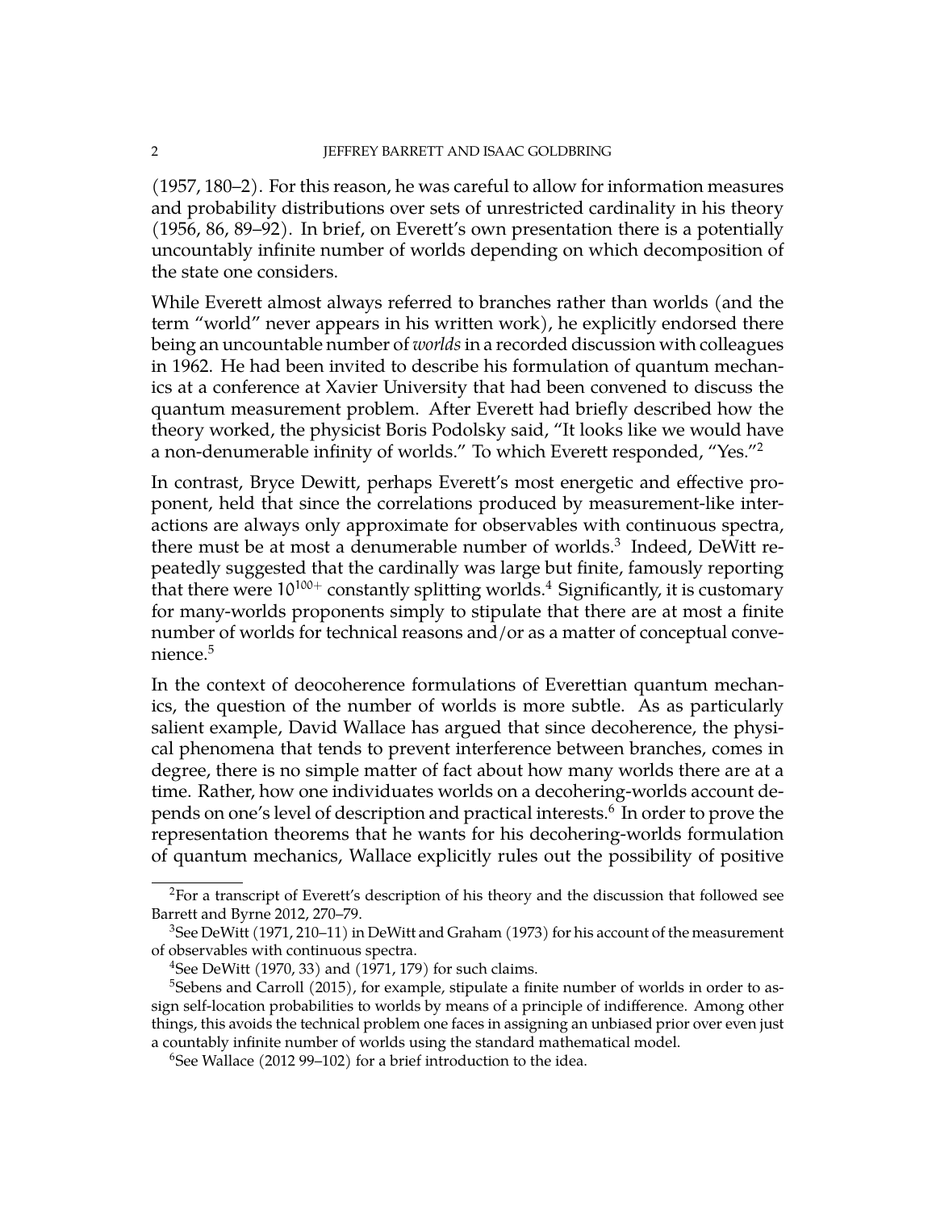(1957, 180–2). For this reason, he was careful to allow for information measures and probability distributions over sets of unrestricted cardinality in his theory (1956, 86, 89–92). In brief, on Everett's own presentation there is a potentially uncountably infinite number of worlds depending on which decomposition of the state one considers.

While Everett almost always referred to branches rather than worlds (and the term "world" never appears in his written work), he explicitly endorsed there being an uncountable number of *worlds* in a recorded discussion with colleagues in 1962. He had been invited to describe his formulation of quantum mechanics at a conference at Xavier University that had been convened to discuss the quantum measurement problem. After Everett had briefly described how the theory worked, the physicist Boris Podolsky said, "It looks like we would have a non-denumerable infinity of worlds." To which Everett responded, "Yes."[2]

In contrast, Bryce Dewitt, perhaps Everett's most energetic and effective proponent, held that since the correlations produced by measurement-like interactions are always only approximate for observables with continuous spectra, there must be at most a denumerable number of worlds.[3] Indeed, DeWitt repeatedly suggested that the cardinally was large but finite, famously reporting that there were $10^{100+}$ constantly splitting worlds.[4] Significantly, it is customary for many-worlds proponents simply to stipulate that there are at most a finite number of worlds for technical reasons and/or as a matter of conceptual convenience.[5]

In the context of deocoherence formulations of Everettian quantum mechanics, the question of the number of worlds is more subtle. As as particularly salient example, David Wallace has argued that since decoherence, the physical phenomena that tends to prevent interference between branches, comes in degree, there is no simple matter of fact about how many worlds there are at a time. Rather, how one individuates worlds on a decohering-worlds account depends on one's level of description and practical interests.[6] In order to prove the representation theorems that he wants for his decohering-worlds formulation of quantum mechanics, Wallace explicitly rules out the possibility of positive

---

[2] For a transcript of Everett's description of his theory and the discussion that followed see Barrett and Byrne 2012, 270–79.

[3] See DeWitt (1971, 210–11) in DeWitt and Graham (1973) for his account of the measurement of observables with continuous spectra.

[4] See DeWitt (1970, 33) and (1971, 179) for such claims.

[5] Sebens and Carroll (2015), for example, stipulate a finite number of worlds in order to assign self-location probabilities to worlds by means of a principle of indifference. Among other things, this avoids the technical problem one faces in assigning an unbiased prior over even just a countably infinite number of worlds using the standard mathematical model.

[6] See Wallace (2012 99–102) for a brief introduction to the idea.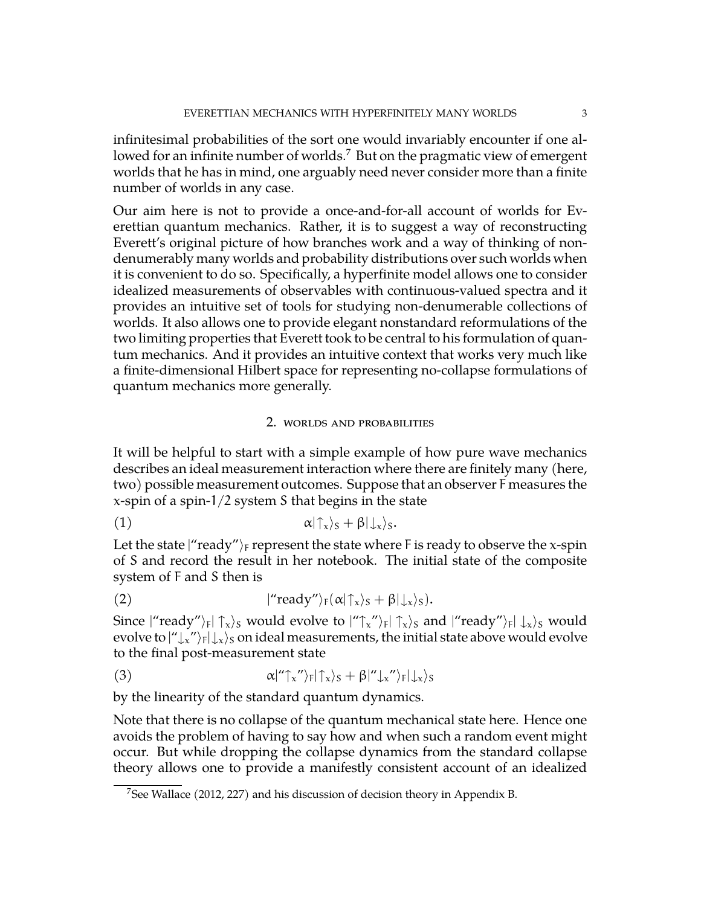infinitesimal probabilities of the sort one would invariably encounter if one allowed for an infinite number of worlds.[7] But on the pragmatic view of emergent worlds that he has in mind, one arguably need never consider more than a finite number of worlds in any case.

Our aim here is not to provide a once-and-for-all account of worlds for Everettian quantum mechanics. Rather, it is to suggest a way of reconstructing Everett's original picture of how branches work and a way of thinking of non-denumerably many worlds and probability distributions over such worlds when it is convenient to do so. Specifically, a hyperfinite model allows one to consider idealized measurements of observables with continuous-valued spectra and it provides an intuitive set of tools for studying non-denumerable collections of worlds. It also allows one to provide elegant nonstandard reformulations of the two limiting properties that Everett took to be central to his formulation of quantum mechanics. And it provides an intuitive context that works very much like a finite-dimensional Hilbert space for representing no-collapse formulations of quantum mechanics more generally.

## 2. worlds and probabilities

It will be helpful to start with a simple example of how pure wave mechanics describes an ideal measurement interaction where there are finitely many (here, two) possible measurement outcomes. Suppose that an observer F measures the $x$-spin of a spin-1/2 system S that begins in the state

$$\alpha|\uparrow_x\rangle_S + \beta|\downarrow_x\rangle_S. \tag{1}$$

Let the state $|\text{"ready"}\rangle_F$ represent the state where F is ready to observe the $x$-spin of S and record the result in her notebook. The initial state of the composite system of F and S then is

$$|\text{"ready"}\rangle_F(\alpha|\uparrow_x\rangle_S + \beta|\downarrow_x\rangle_S). \tag{2}$$

Since $|\text{"ready"}\rangle_F|\uparrow_x\rangle_S$ would evolve to $|\text{"}{\uparrow_x}\text{"}\rangle_F|\uparrow_x\rangle_S$ and $|\text{"ready"}\rangle_F|\downarrow_x\rangle_S$ would evolve to $|\text{"}{\downarrow_x}\text{"}\rangle_F|\downarrow_x\rangle_S$ on ideal measurements, the initial state above would evolve to the final post-measurement state

$$\alpha|\text{"}{\uparrow_x}\text{"}\rangle_F|\uparrow_x\rangle_S + \beta|\text{"}{\downarrow_x}\text{"}\rangle_F|\downarrow_x\rangle_S \tag{3}$$

by the linearity of the standard quantum dynamics.

Note that there is no collapse of the quantum mechanical state here. Hence one avoids the problem of having to say how and when such a random event might occur. But while dropping the collapse dynamics from the standard collapse theory allows one to provide a manifestly consistent account of an idealized

[7] See Wallace (2012, 227) and his discussion of decision theory in Appendix B.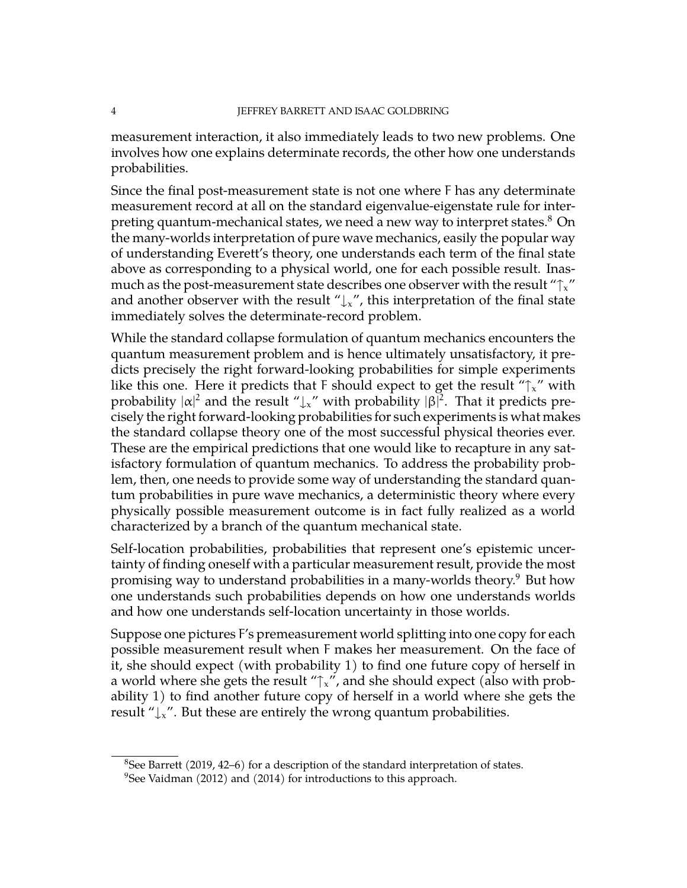measurement interaction, it also immediately leads to two new problems. One involves how one explains determinate records, the other how one understands probabilities.

Since the final post-measurement state is not one where F has any determinate measurement record at all on the standard eigenvalue-eigenstate rule for interpreting quantum-mechanical states, we need a new way to interpret states.[8] On the many-worlds interpretation of pure wave mechanics, easily the popular way of understanding Everett's theory, one understands each term of the final state above as corresponding to a physical world, one for each possible result. Inasmuch as the post-measurement state describes one observer with the result "$\uparrow_x$" and another observer with the result "$\downarrow_x$", this interpretation of the final state immediately solves the determinate-record problem.

While the standard collapse formulation of quantum mechanics encounters the quantum measurement problem and is hence ultimately unsatisfactory, it predicts precisely the right forward-looking probabilities for simple experiments like this one. Here it predicts that F should expect to get the result "$\uparrow_x$" with probability $|\alpha|^2$ and the result "$\downarrow_x$" with probability $|\beta|^2$. That it predicts precisely the right forward-looking probabilities for such experiments is what makes the standard collapse theory one of the most successful physical theories ever. These are the empirical predictions that one would like to recapture in any satisfactory formulation of quantum mechanics. To address the probability problem, then, one needs to provide some way of understanding the standard quantum probabilities in pure wave mechanics, a deterministic theory where every physically possible measurement outcome is in fact fully realized as a world characterized by a branch of the quantum mechanical state.

Self-location probabilities, probabilities that represent one's epistemic uncertainty of finding oneself with a particular measurement result, provide the most promising way to understand probabilities in a many-worlds theory.[9] But how one understands such probabilities depends on how one understands worlds and how one understands self-location uncertainty in those worlds.

Suppose one pictures F's premeasurement world splitting into one copy for each possible measurement result when F makes her measurement. On the face of it, she should expect (with probability 1) to find one future copy of herself in a world where she gets the result "$\uparrow_x$", and she should expect (also with probability 1) to find another future copy of herself in a world where she gets the result "$\downarrow_x$". But these are entirely the wrong quantum probabilities.

---

[8] See Barrett (2019, 42–6) for a description of the standard interpretation of states.

[9] See Vaidman (2012) and (2014) for introductions to this approach.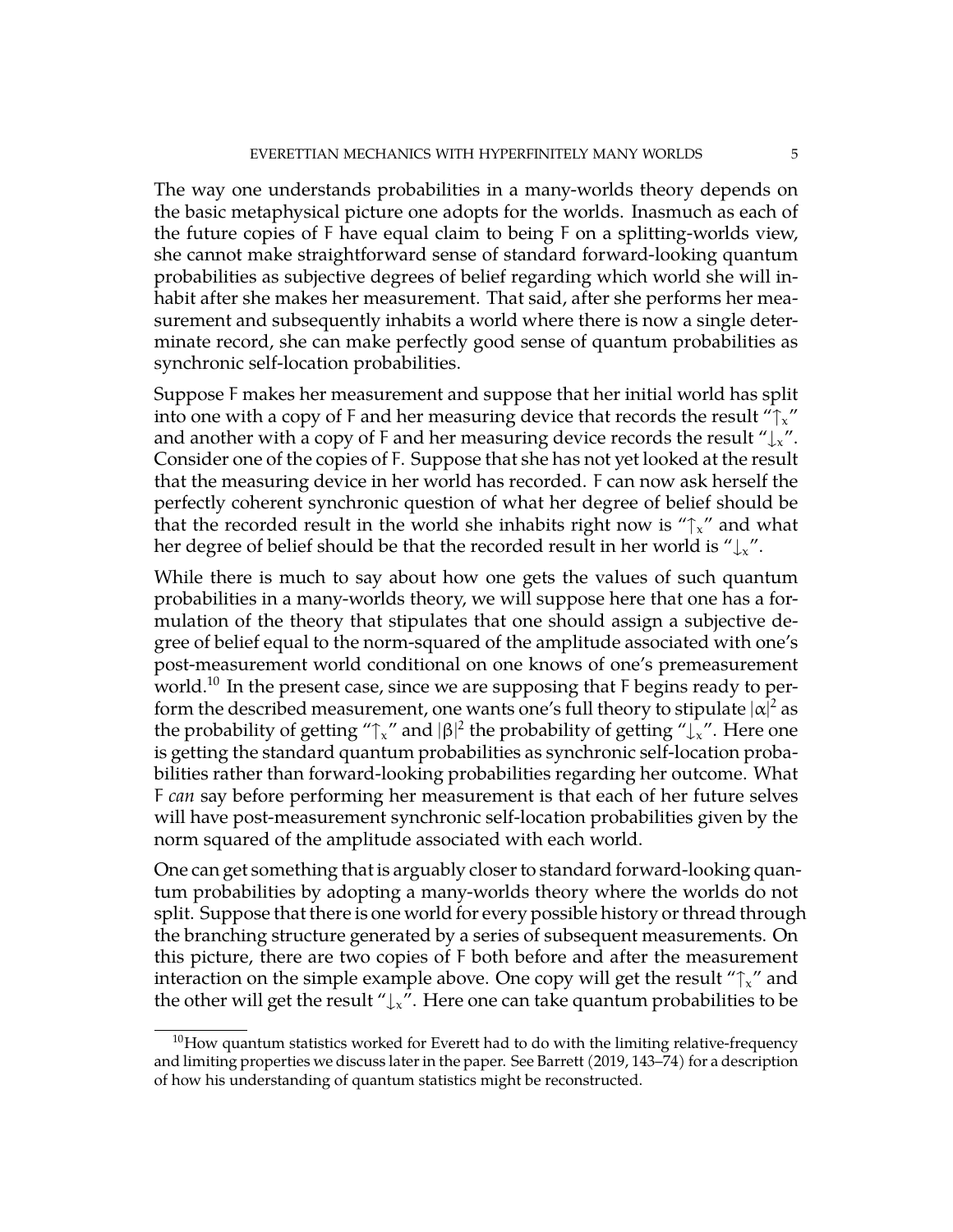The way one understands probabilities in a many-worlds theory depends on the basic metaphysical picture one adopts for the worlds. Inasmuch as each of the future copies of F have equal claim to being F on a splitting-worlds view, she cannot make straightforward sense of standard forward-looking quantum probabilities as subjective degrees of belief regarding which world she will inhabit after she makes her measurement. That said, after she performs her measurement and subsequently inhabits a world where there is now a single determinate record, she can make perfectly good sense of quantum probabilities as synchronic self-location probabilities.

Suppose F makes her measurement and suppose that her initial world has split into one with a copy of F and her measuring device that records the result "$\uparrow_x$" and another with a copy of F and her measuring device records the result "$\downarrow_x$". Consider one of the copies of F. Suppose that she has not yet looked at the result that the measuring device in her world has recorded. F can now ask herself the perfectly coherent synchronic question of what her degree of belief should be that the recorded result in the world she inhabits right now is "$\uparrow_x$" and what her degree of belief should be that the recorded result in her world is "$\downarrow_x$".

While there is much to say about how one gets the values of such quantum probabilities in a many-worlds theory, we will suppose here that one has a formulation of the theory that stipulates that one should assign a subjective degree of belief equal to the norm-squared of the amplitude associated with one's post-measurement world conditional on one knows of one's premeasurement world.[10] In the present case, since we are supposing that F begins ready to perform the described measurement, one wants one's full theory to stipulate $|\alpha|^2$ as the probability of getting "$\uparrow_x$" and $|\beta|^2$ the probability of getting "$\downarrow_x$". Here one is getting the standard quantum probabilities as synchronic self-location probabilities rather than forward-looking probabilities regarding her outcome. What F *can* say before performing her measurement is that each of her future selves will have post-measurement synchronic self-location probabilities given by the norm squared of the amplitude associated with each world.

One can get something that is arguably closer to standard forward-looking quantum probabilities by adopting a many-worlds theory where the worlds do not split. Suppose that there is one world for every possible history or thread through the branching structure generated by a series of subsequent measurements. On this picture, there are two copies of F both before and after the measurement interaction on the simple example above. One copy will get the result "$\uparrow_x$" and the other will get the result "$\downarrow_x$". Here one can take quantum probabilities to be

[10] How quantum statistics worked for Everett had to do with the limiting relative-frequency and limiting properties we discuss later in the paper. See Barrett (2019, 143–74) for a description of how his understanding of quantum statistics might be reconstructed.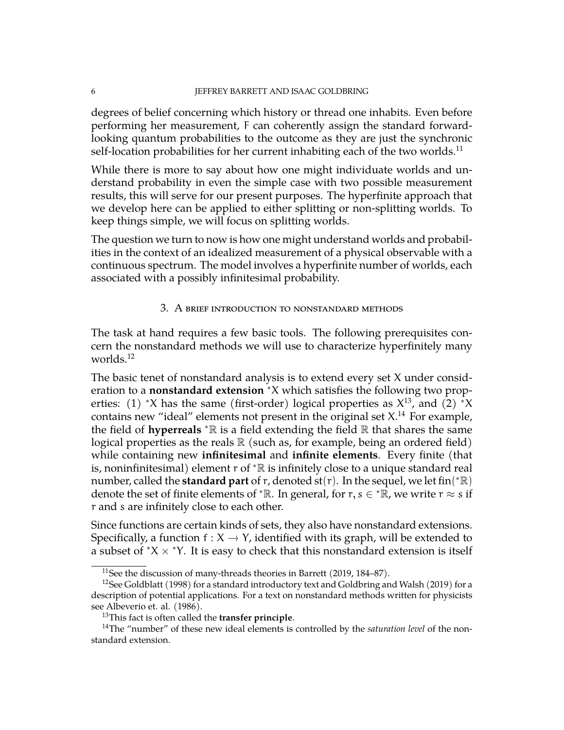degrees of belief concerning which history or thread one inhabits. Even before performing her measurement, F can coherently assign the standard forward-looking quantum probabilities to the outcome as they are just the synchronic self-location probabilities for her current inhabiting each of the two worlds.[11]

While there is more to say about how one might individuate worlds and understand probability in even the simple case with two possible measurement results, this will serve for our present purposes. The hyperfinite approach that we develop here can be applied to either splitting or non-splitting worlds. To keep things simple, we will focus on splitting worlds.

The question we turn to now is how one might understand worlds and probabilities in the context of an idealized measurement of a physical observable with a continuous spectrum. The model involves a hyperfinite number of worlds, each associated with a possibly infinitesimal probability.

## 3. A brief introduction to nonstandard methods

The task at hand requires a few basic tools. The following prerequisites concern the nonstandard methods we will use to characterize hyperfinitely many worlds.[12]

The basic tenet of nonstandard analysis is to extend every set $X$ under consideration to a **nonstandard extension** ${}^*X$ which satisfies the following two properties: (1) ${}^*X$ has the same (first-order) logical properties as $X$[13], and (2) ${}^*X$ contains new "ideal" elements not present in the original set $X$.[14] For example, the field of **hyperreals** ${}^*\mathbb{R}$ is a field extending the field $\mathbb{R}$ that shares the same logical properties as the reals $\mathbb{R}$ (such as, for example, being an ordered field) while containing new **infinitesimal** and **infinite elements**. Every finite (that is, noninfinitesimal) element $r$ of ${}^*\mathbb{R}$ is infinitely close to a unique standard real number, called the **standard part** of $r$, denoted $\operatorname{st}(r)$. In the sequel, we let $\operatorname{fin}({}^*\mathbb{R})$ denote the set of finite elements of ${}^*\mathbb{R}$. In general, for $r, s \in {}^*\mathbb{R}$, we write $r \approx s$ if $r$ and $s$ are infinitely close to each other.

Since functions are certain kinds of sets, they also have nonstandard extensions. Specifically, a function $f : X \to Y$, identified with its graph, will be extended to a subset of ${}^*X \times {}^*Y$. It is easy to check that this nonstandard extension is itself

---

[11] See the discussion of many-threads theories in Barrett (2019, 184–87).

[12] See Goldblatt (1998) for a standard introductory text and Goldbring and Walsh (2019) for a description of potential applications. For a text on nonstandard methods written for physicists see Albeverio et. al. (1986).

[13] This fact is often called the **transfer principle**.

[14] The "number" of these new ideal elements is controlled by the *saturation level* of the nonstandard extension.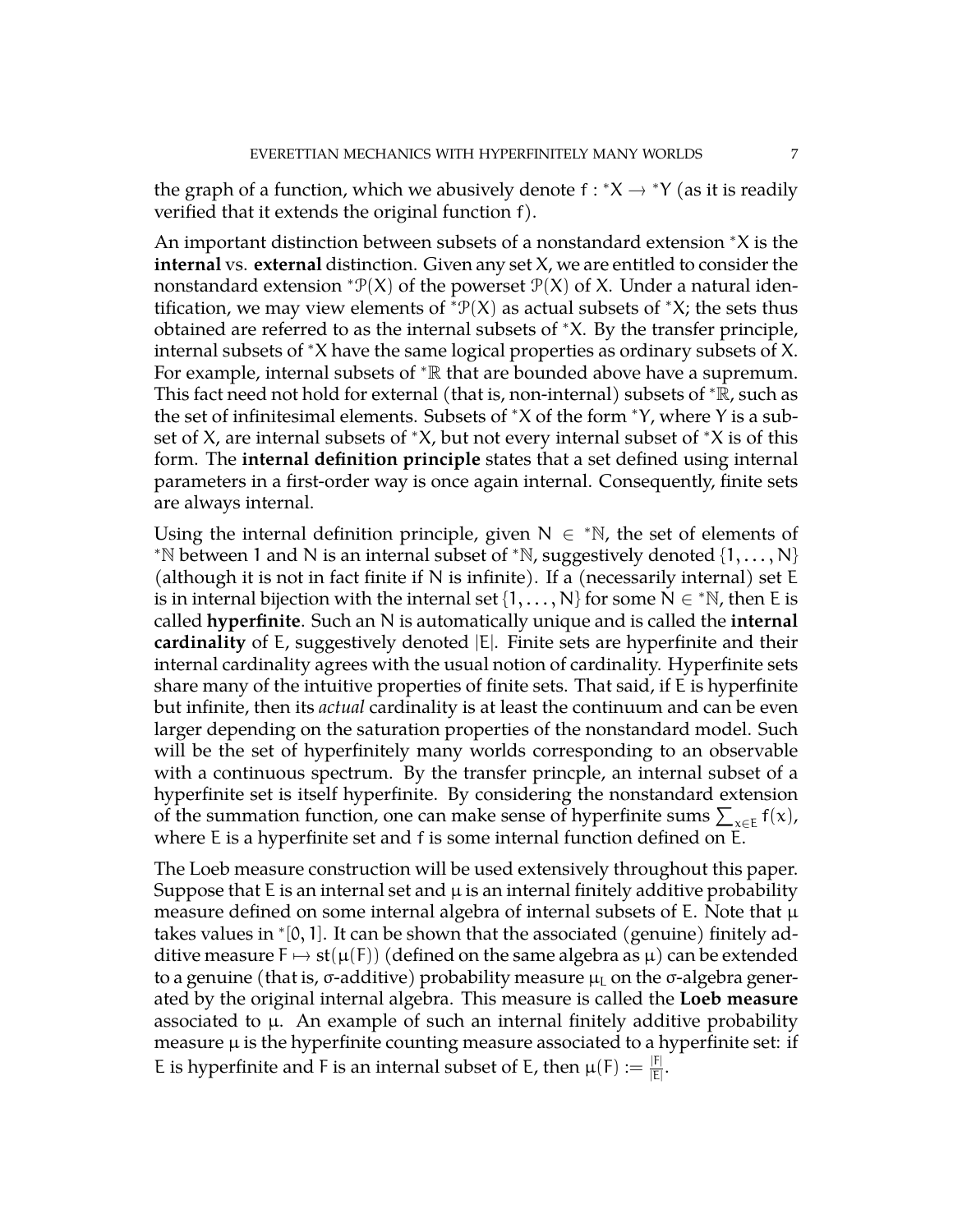the graph of a function, which we abusively denote $f : {}^*X \to {}^*Y$ (as it is readily verified that it extends the original function $f$).

An important distinction between subsets of a nonstandard extension ${}^*X$ is the **internal** vs. **external** distinction. Given any set $X$, we are entitled to consider the nonstandard extension ${}^*\mathcal{P}(X)$ of the powerset $\mathcal{P}(X)$ of $X$. Under a natural identification, we may view elements of ${}^*\mathcal{P}(X)$ as actual subsets of ${}^*X$; the sets thus obtained are referred to as the internal subsets of ${}^*X$. By the transfer principle, internal subsets of ${}^*X$ have the same logical properties as ordinary subsets of $X$. For example, internal subsets of ${}^*\mathbb{R}$ that are bounded above have a supremum. This fact need not hold for external (that is, non-internal) subsets of ${}^*\mathbb{R}$, such as the set of infinitesimal elements. Subsets of ${}^*X$ of the form ${}^*Y$, where $Y$ is a subset of $X$, are internal subsets of ${}^*X$, but not every internal subset of ${}^*X$ is of this form. The **internal definition principle** states that a set defined using internal parameters in a first-order way is once again internal. Consequently, finite sets are always internal.

Using the internal definition principle, given $N \in {}^*\mathbb{N}$, the set of elements of ${}^*\mathbb{N}$ between 1 and $N$ is an internal subset of ${}^*\mathbb{N}$, suggestively denoted $\{1, \ldots, N\}$ (although it is not in fact finite if $N$ is infinite). If a (necessarily internal) set $E$ is in internal bijection with the internal set $\{1, \ldots, N\}$ for some $N \in {}^*\mathbb{N}$, then $E$ is called **hyperfinite**. Such an $N$ is automatically unique and is called the **internal cardinality** of $E$, suggestively denoted $|E|$. Finite sets are hyperfinite and their internal cardinality agrees with the usual notion of cardinality. Hyperfinite sets share many of the intuitive properties of finite sets. That said, if $E$ is hyperfinite but infinite, then its *actual* cardinality is at least the continuum and can be even larger depending on the saturation properties of the nonstandard model. Such will be the set of hyperfinitely many worlds corresponding to an observable with a continuous spectrum. By the transfer princple, an internal subset of a hyperfinite set is itself hyperfinite. By considering the nonstandard extension of the summation function, one can make sense of hyperfinite sums $\sum_{x \in E} f(x)$, where $E$ is a hyperfinite set and $f$ is some internal function defined on $E$.

The Loeb measure construction will be used extensively throughout this paper. Suppose that $E$ is an internal set and $\mu$ is an internal finitely additive probability measure defined on some internal algebra of internal subsets of $E$. Note that $\mu$ takes values in ${}^*[0, 1]$. It can be shown that the associated (genuine) finitely additive measure $F \mapsto \mathrm{st}(\mu(F))$ (defined on the same algebra as $\mu$) can be extended to a genuine (that is, $\sigma$-additive) probability measure $\mu_L$ on the $\sigma$-algebra generated by the original internal algebra. This measure is called the **Loeb measure** associated to $\mu$. An example of such an internal finitely additive probability measure $\mu$ is the hyperfinite counting measure associated to a hyperfinite set: if $E$ is hyperfinite and $F$ is an internal subset of $E$, then $\mu(F) := \frac{|F|}{|E|}$.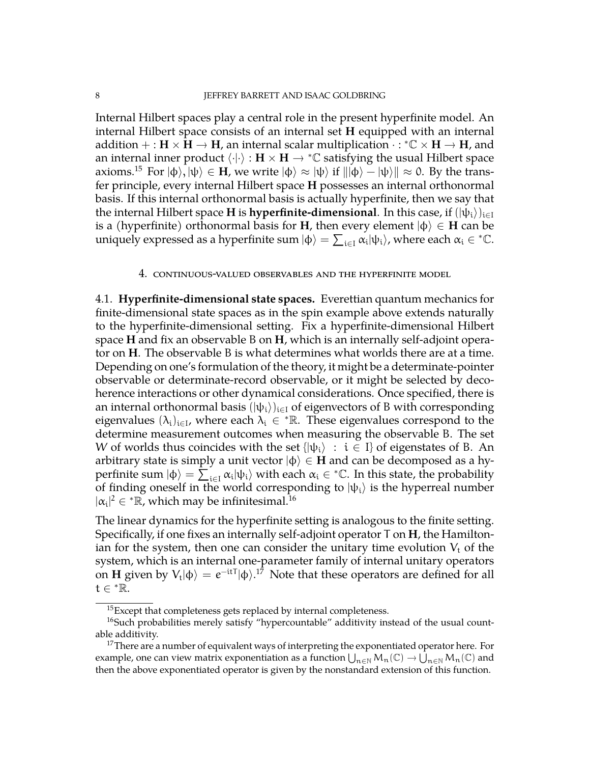Internal Hilbert spaces play a central role in the present hyperfinite model. An internal Hilbert space consists of an internal set $\mathbf{H}$ equipped with an internal addition $+ : \mathbf{H} \times \mathbf{H} \to \mathbf{H}$, an internal scalar multiplication $\cdot : {}^*\mathbb{C} \times \mathbf{H} \to \mathbf{H}$, and an internal inner product $\langle \cdot | \cdot \rangle : \mathbf{H} \times \mathbf{H} \to {}^*\mathbb{C}$ satisfying the usual Hilbert space axioms.[15] For $|\phi\rangle, |\psi\rangle \in \mathbf{H}$, we write $|\phi\rangle \approx |\psi\rangle$ if $\||\phi\rangle - |\psi\rangle\| \approx 0$. By the transfer principle, every internal Hilbert space $\mathbf{H}$ possesses an internal orthonormal basis. If this internal orthonormal basis is actually hyperfinite, then we say that the internal Hilbert space $\mathbf{H}$ is **hyperfinite-dimensional**. In this case, if $(|\psi_i\rangle)_{i \in I}$ is a (hyperfinite) orthonormal basis for $\mathbf{H}$, then every element $|\phi\rangle \in \mathbf{H}$ can be uniquely expressed as a hyperfinite sum $|\phi\rangle = \sum_{i \in I} \alpha_i |\psi_i\rangle$, where each $\alpha_i \in {}^*\mathbb{C}$.

## 4. Continuous-valued observables and the hyperfinite model

**4.1. Hyperfinite-dimensional state spaces.** Everettian quantum mechanics for finite-dimensional state spaces as in the spin example above extends naturally to the hyperfinite-dimensional setting. Fix a hyperfinite-dimensional Hilbert space $\mathbf{H}$ and fix an observable $B$ on $\mathbf{H}$, which is an internally self-adjoint operator on $\mathbf{H}$. The observable $B$ is what determines what worlds there are at a time. Depending on one's formulation of the theory, it might be a determinate-pointer observable or determinate-record observable, or it might be selected by decoherence interactions or other dynamical considerations. Once specified, there is an internal orthonormal basis $(|\psi_i\rangle)_{i \in I}$ of eigenvectors of $B$ with corresponding eigenvalues $(\lambda_i)_{i \in I}$, where each $\lambda_i \in {}^*\mathbb{R}$. These eigenvalues correspond to the determine measurement outcomes when measuring the observable $B$. The set $W$ of worlds thus coincides with the set $\{|\psi_i\rangle : i \in I\}$ of eigenstates of $B$. An arbitrary state is simply a unit vector $|\phi\rangle \in \mathbf{H}$ and can be decomposed as a hyperfinite sum $|\phi\rangle = \sum_{i \in I} \alpha_i |\psi_i\rangle$ with each $\alpha_i \in {}^*\mathbb{C}$. In this state, the probability of finding oneself in the world corresponding to $|\psi_i\rangle$ is the hyperreal number $|\alpha_i|^2 \in {}^*\mathbb{R}$, which may be infinitesimal.[16]

The linear dynamics for the hyperfinite setting is analogous to the finite setting. Specifically, if one fixes an internally self-adjoint operator $T$ on $\mathbf{H}$, the Hamiltonian for the system, then one can consider the unitary time evolution $V_t$ of the system, which is an internal one-parameter family of internal unitary operators on $\mathbf{H}$ given by $V_t|\phi\rangle = e^{-itT}|\phi\rangle$.[17] Note that these operators are defined for all $t \in {}^*\mathbb{R}$.

---

[15] Except that completeness gets replaced by internal completeness.

[16] Such probabilities merely satisfy "hypercountable" additivity instead of the usual countable additivity.

[17] There are a number of equivalent ways of interpreting the exponentiated operator here. For example, one can view matrix exponentiation as a function $\bigcup_{n \in \mathbb{N}} M_n(\mathbb{C}) \to \bigcup_{n \in \mathbb{N}} M_n(\mathbb{C})$ and then the above exponentiated operator is given by the nonstandard extension of this function.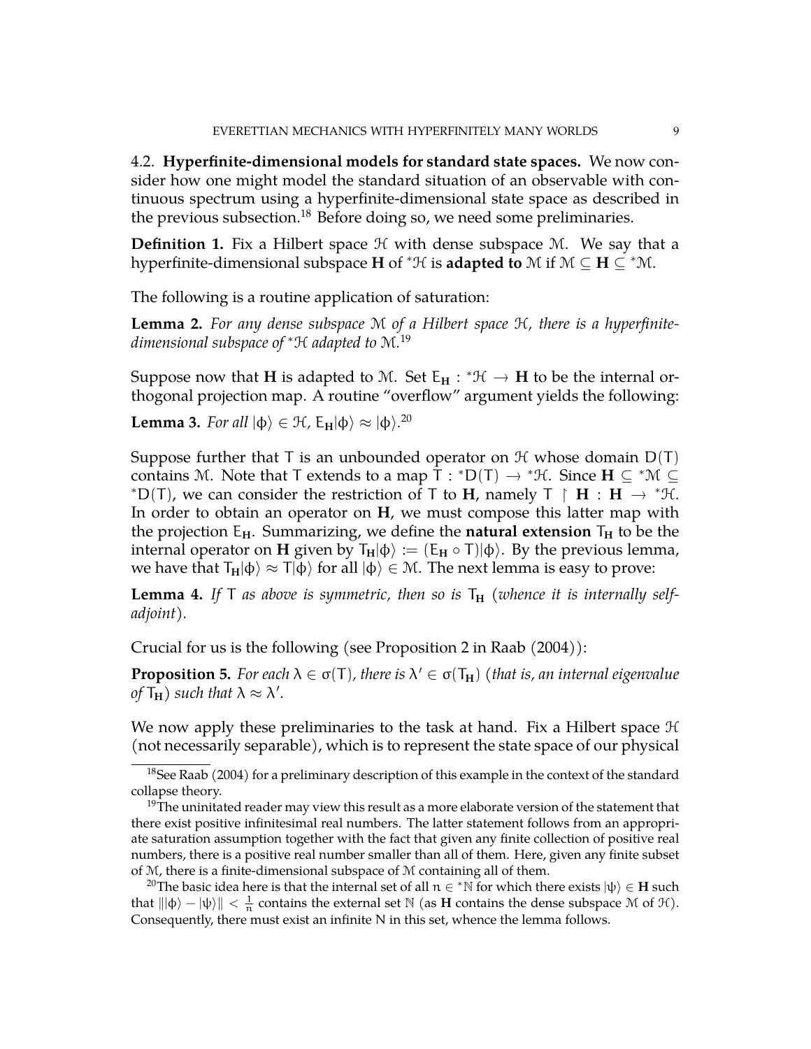### 4.2. Hyperfinite-dimensional models for standard state spaces.

We now consider how one might model the standard situation of an observable with continuous spectrum using a hyperfinite-dimensional state space as described in the previous subsection.[18] Before doing so, we need some preliminaries.

**Definition 1.** Fix a Hilbert space $\mathcal{H}$ with dense subspace $\mathcal{M}$. We say that a hyperfinite-dimensional subspace $\mathbf{H}$ of ${}^*\mathcal{H}$ is **adapted to** $\mathcal{M}$ if $\mathcal{M} \subseteq \mathbf{H} \subseteq {}^*\mathcal{M}$.

The following is a routine application of saturation:

**Lemma 2.** *For any dense subspace $\mathcal{M}$ of a Hilbert space $\mathcal{H}$, there is a hyperfinite-dimensional subspace of ${}^*\mathcal{H}$ adapted to $\mathcal{M}$.*[19]

Suppose now that $\mathbf{H}$ is adapted to $\mathcal{M}$. Set $E_{\mathbf{H}} : {}^*\mathcal{H} \to \mathbf{H}$ to be the internal orthogonal projection map. A routine "overflow" argument yields the following:

**Lemma 3.** *For all $|\phi\rangle \in \mathcal{H}$, $E_{\mathbf{H}}|\phi\rangle \approx |\phi\rangle$.*[20]

Suppose further that $T$ is an unbounded operator on $\mathcal{H}$ whose domain $D(T)$ contains $\mathcal{M}$. Note that $T$ extends to a map $T : {}^*D(T) \to {}^*\mathcal{H}$. Since $\mathbf{H} \subseteq {}^*\mathcal{M} \subseteq {}^*D(T)$, we can consider the restriction of $T$ to $\mathbf{H}$, namely $T \restriction \mathbf{H} : \mathbf{H} \to {}^*\mathcal{H}$. In order to obtain an operator on $\mathbf{H}$, we must compose this latter map with the projection $E_{\mathbf{H}}$. Summarizing, we define the **natural extension** $T_{\mathbf{H}}$ to be the internal operator on $\mathbf{H}$ given by $T_{\mathbf{H}}|\phi\rangle := (E_{\mathbf{H}} \circ T)|\phi\rangle$. By the previous lemma, we have that $T_{\mathbf{H}}|\phi\rangle \approx T|\phi\rangle$ for all $|\phi\rangle \in \mathcal{M}$. The next lemma is easy to prove:

**Lemma 4.** *If $T$ as above is symmetric, then so is $T_{\mathbf{H}}$ (whence it is internally self-adjoint).*

Crucial for us is the following (see Proposition 2 in Raab (2004)):

**Proposition 5.** *For each $\lambda \in \sigma(T)$, there is $\lambda' \in \sigma(T_{\mathbf{H}})$ (that is, an internal eigenvalue of $T_{\mathbf{H}}$) such that $\lambda \approx \lambda'$.*

We now apply these preliminaries to the task at hand. Fix a Hilbert space $\mathcal{H}$ (not necessarily separable), which is to represent the state space of our physical

---

[18] See Raab (2004) for a preliminary description of this example in the context of the standard collapse theory.

[19] The uninitated reader may view this result as a more elaborate version of the statement that there exist positive infinitesimal real numbers. The latter statement follows from an appropriate saturation assumption together with the fact that given any finite collection of positive real numbers, there is a positive real number smaller than all of them. Here, given any finite subset of $\mathcal{M}$, there is a finite-dimensional subspace of $\mathcal{M}$ containing all of them.

[20] The basic idea here is that the internal set of all $n \in {}^*\mathbb{N}$ for which there exists $|\psi\rangle \in \mathbf{H}$ such that $\||\phi\rangle - |\psi\rangle\| < \frac{1}{n}$ contains the external set $\mathbb{N}$ (as $\mathbf{H}$ contains the dense subspace $\mathcal{M}$ of $\mathcal{H}$). Consequently, there must exist an infinite $N$ in this set, whence the lemma follows.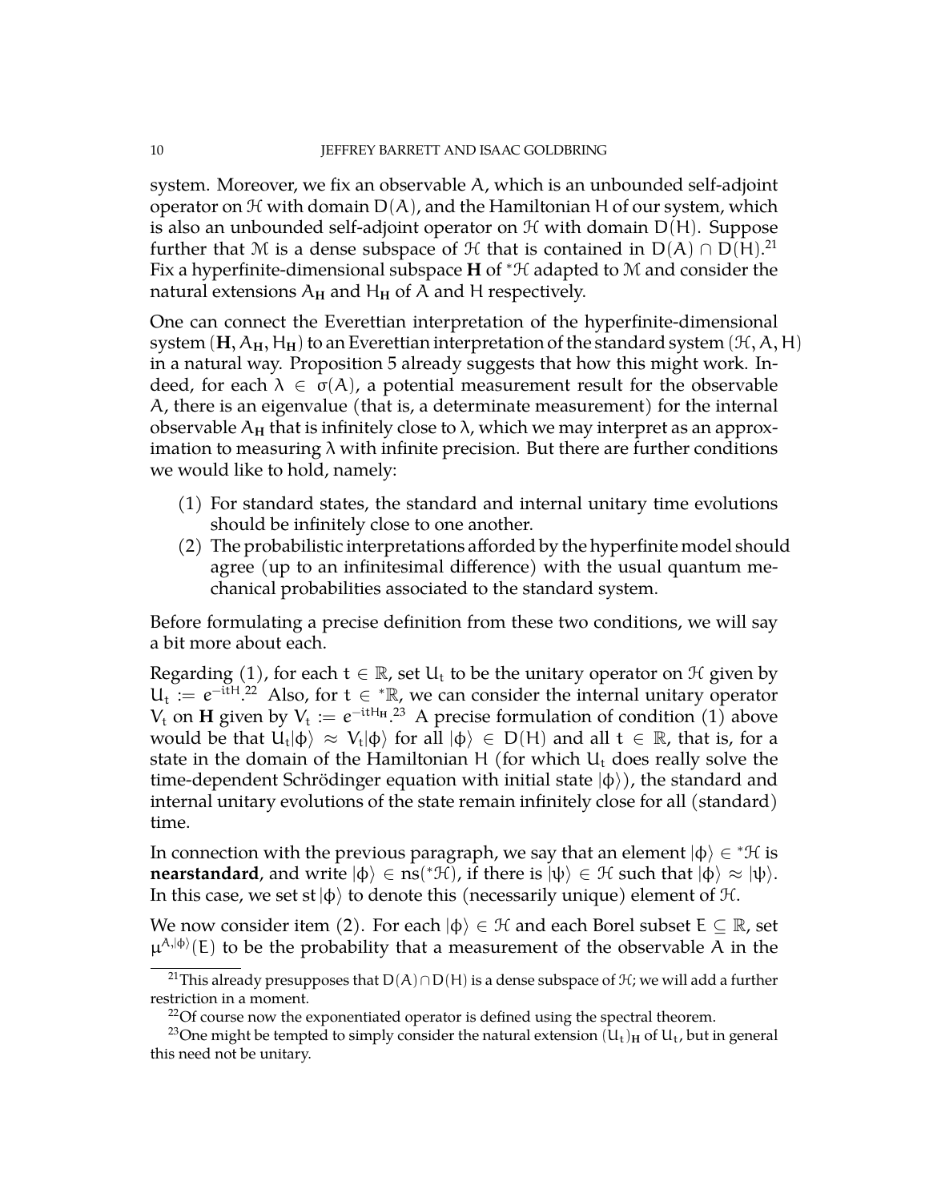system. Moreover, we fix an observable $A$, which is an unbounded self-adjoint operator on $\mathcal{H}$ with domain $D(A)$, and the Hamiltonian $H$ of our system, which is also an unbounded self-adjoint operator on $\mathcal{H}$ with domain $D(H)$. Suppose further that $\mathcal{M}$ is a dense subspace of $\mathcal{H}$ that is contained in $D(A) \cap D(H)$.[21] Fix a hyperfinite-dimensional subspace $\mathbf{H}$ of ${}^*\mathcal{H}$ adapted to $\mathcal{M}$ and consider the natural extensions $A_{\mathbf{H}}$ and $H_{\mathbf{H}}$ of $A$ and $H$ respectively.

One can connect the Everettian interpretation of the hyperfinite-dimensional system $(\mathbf{H}, A_{\mathbf{H}}, H_{\mathbf{H}})$ to an Everettian interpretation of the standard system $(\mathcal{H}, A, H)$ in a natural way. Proposition 5 already suggests that how this might work. Indeed, for each $\lambda \in \sigma(A)$, a potential measurement result for the observable $A$, there is an eigenvalue (that is, a determinate measurement) for the internal observable $A_{\mathbf{H}}$ that is infinitely close to $\lambda$, which we may interpret as an approximation to measuring $\lambda$ with infinite precision. But there are further conditions we would like to hold, namely:

1. For standard states, the standard and internal unitary time evolutions should be infinitely close to one another.
2. The probabilistic interpretations afforded by the hyperfinite model should agree (up to an infinitesimal difference) with the usual quantum mechanical probabilities associated to the standard system.

Before formulating a precise definition from these two conditions, we will say a bit more about each.

Regarding (1), for each $t \in \mathbb{R}$, set $U_t$ to be the unitary operator on $\mathcal{H}$ given by $U_t := e^{-itH}$.[22] Also, for $t \in {}^*\mathbb{R}$, we can consider the internal unitary operator $V_t$ on $\mathbf{H}$ given by $V_t := e^{-itH_{\mathbf{H}}}$.[23] A precise formulation of condition (1) above would be that $U_t|\phi\rangle \approx V_t|\phi\rangle$ for all $|\phi\rangle \in D(H)$ and all $t \in \mathbb{R}$, that is, for a state in the domain of the Hamiltonian $H$ (for which $U_t$ does really solve the time-dependent Schrödinger equation with initial state $|\phi\rangle$), the standard and internal unitary evolutions of the state remain infinitely close for all (standard) time.

In connection with the previous paragraph, we say that an element $|\phi\rangle \in {}^*\mathcal{H}$ is **nearstandard**, and write $|\phi\rangle \in \text{ns}({}^*\mathcal{H})$, if there is $|\psi\rangle \in \mathcal{H}$ such that $|\phi\rangle \approx |\psi\rangle$. In this case, we set $\text{st}\,|\phi\rangle$ to denote this (necessarily unique) element of $\mathcal{H}$.

We now consider item (2). For each $|\phi\rangle \in \mathcal{H}$ and each Borel subset $E \subseteq \mathbb{R}$, set $\mu^{A,|\phi\rangle}(E)$ to be the probability that a measurement of the observable $A$ in the

[21] This already presupposes that $D(A) \cap D(H)$ is a dense subspace of $\mathcal{H}$; we will add a further restriction in a moment.

[22] Of course now the exponentiated operator is defined using the spectral theorem.

[23] One might be tempted to simply consider the natural extension $(U_t)_{\mathbf{H}}$ of $U_t$, but in general this need not be unitary.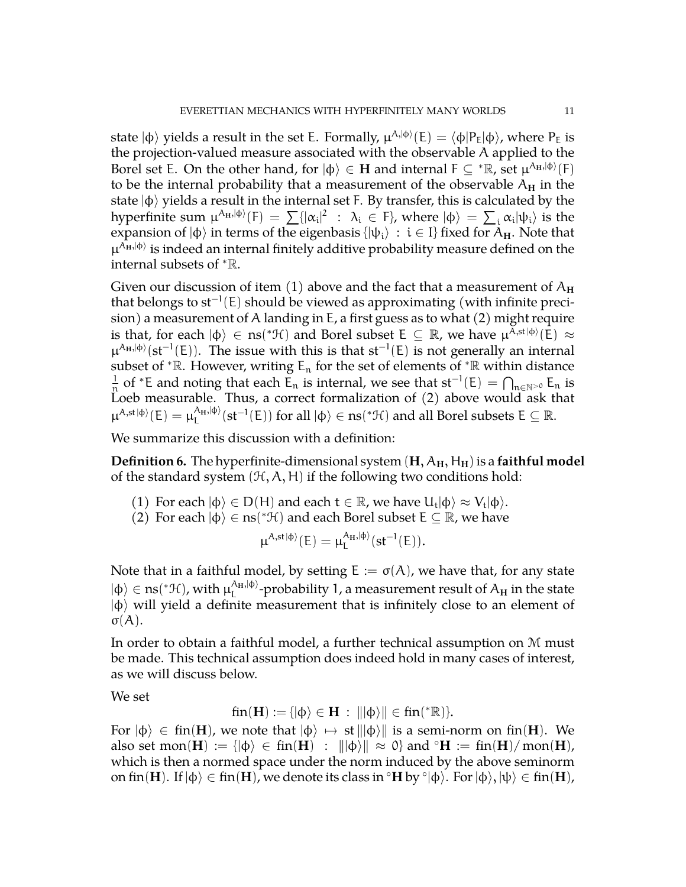state $|\phi\rangle$ yields a result in the set E. Formally, $\mu^{A,|\phi\rangle}(E) = \langle\phi|P_E|\phi\rangle$, where $P_E$ is the projection-valued measure associated with the observable A applied to the Borel set E. On the other hand, for $|\phi\rangle \in \mathbf{H}$ and internal $F \subseteq {}^*\mathbb{R}$, set $\mu^{A_\mathbf{H},|\phi\rangle}(F)$ to be the internal probability that a measurement of the observable $A_\mathbf{H}$ in the state $|\phi\rangle$ yields a result in the internal set F. By transfer, this is calculated by the hyperfinite sum $\mu^{A_\mathbf{H},|\phi\rangle}(F) = \sum\{|\alpha_i|^2 \ : \ \lambda_i \in F\}$, where $|\phi\rangle = \sum_i \alpha_i|\psi_i\rangle$ is the expansion of $|\phi\rangle$ in terms of the eigenbasis $\{|\psi_i\rangle \ : \ i \in I\}$ fixed for $A_\mathbf{H}$. Note that $\mu^{A_\mathbf{H},|\phi\rangle}$ is indeed an internal finitely additive probability measure defined on the internal subsets of ${}^*\mathbb{R}$.

Given our discussion of item (1) above and the fact that a measurement of $A_\mathbf{H}$ that belongs to $\mathrm{st}^{-1}(E)$ should be viewed as approximating (with infinite precision) a measurement of A landing in E, a first guess as to what (2) might require is that, for each $|\phi\rangle \in \mathrm{ns}({}^*\mathcal{H})$ and Borel subset $E \subseteq \mathbb{R}$, we have $\mu^{A,\mathrm{st}|\phi\rangle}(E) \approx \mu^{A_\mathbf{H},|\phi\rangle}(\mathrm{st}^{-1}(E))$. The issue with this is that $\mathrm{st}^{-1}(E)$ is not generally an internal subset of ${}^*\mathbb{R}$. However, writing $E_n$ for the set of elements of ${}^*\mathbb{R}$ within distance $\frac{1}{n}$ of ${}^*E$ and noting that each $E_n$ is internal, we see that $\mathrm{st}^{-1}(E) = \bigcap_{n\in\mathbb{N}^{>0}} E_n$ is Loeb measurable. Thus, a correct formalization of (2) above would ask that $\mu^{A,\mathrm{st}|\phi\rangle}(E) = \mu_L^{A_\mathbf{H},|\phi\rangle}(\mathrm{st}^{-1}(E))$ for all $|\phi\rangle \in \mathrm{ns}({}^*\mathcal{H})$ and all Borel subsets $E \subseteq \mathbb{R}$.

We summarize this discussion with a definition:

**Definition 6.** The hyperfinite-dimensional system $(\mathbf{H}, A_\mathbf{H}, H_\mathbf{H})$ is a **faithful model** of the standard system $(\mathcal{H}, A, H)$ if the following two conditions hold:

1. For each $|\phi\rangle \in D(H)$ and each $t \in \mathbb{R}$, we have $U_t|\phi\rangle \approx V_t|\phi\rangle$.
2. For each $|\phi\rangle \in \mathrm{ns}({}^*\mathcal{H})$ and each Borel subset $E \subseteq \mathbb{R}$, we have
$$\mu^{A,\mathrm{st}|\phi\rangle}(E) = \mu_L^{A_\mathbf{H},|\phi\rangle}(\mathrm{st}^{-1}(E)).$$

Note that in a faithful model, by setting $E := \sigma(A)$, we have that, for any state $|\phi\rangle \in \mathrm{ns}({}^*\mathcal{H})$, with $\mu_L^{A_\mathbf{H},|\phi\rangle}$-probability 1, a measurement result of $A_\mathbf{H}$ in the state $|\phi\rangle$ will yield a definite measurement that is infinitely close to an element of $\sigma(A)$.

In order to obtain a faithful model, a further technical assumption on $\mathcal{M}$ must be made. This technical assumption does indeed hold in many cases of interest, as we will discuss below.

We set
$$\mathrm{fin}(\mathbf{H}) := \{|\phi\rangle \in \mathbf{H} \ : \ \||\phi\rangle\| \in \mathrm{fin}({}^*\mathbb{R})\}.$$
For $|\phi\rangle \in \mathrm{fin}(\mathbf{H})$, we note that $|\phi\rangle \mapsto \mathrm{st}\,\||\phi\rangle\|$ is a semi-norm on $\mathrm{fin}(\mathbf{H})$. We also set $\mathrm{mon}(\mathbf{H}) := \{|\phi\rangle \in \mathrm{fin}(\mathbf{H}) \ : \ \||\phi\rangle\| \approx 0\}$ and ${}^\circ\mathbf{H} := \mathrm{fin}(\mathbf{H})/\mathrm{mon}(\mathbf{H})$, which is then a normed space under the norm induced by the above seminorm on $\mathrm{fin}(\mathbf{H})$. If $|\phi\rangle \in \mathrm{fin}(\mathbf{H})$, we denote its class in ${}^\circ\mathbf{H}$ by ${}^\circ|\phi\rangle$. For $|\phi\rangle, |\psi\rangle \in \mathrm{fin}(\mathbf{H})$,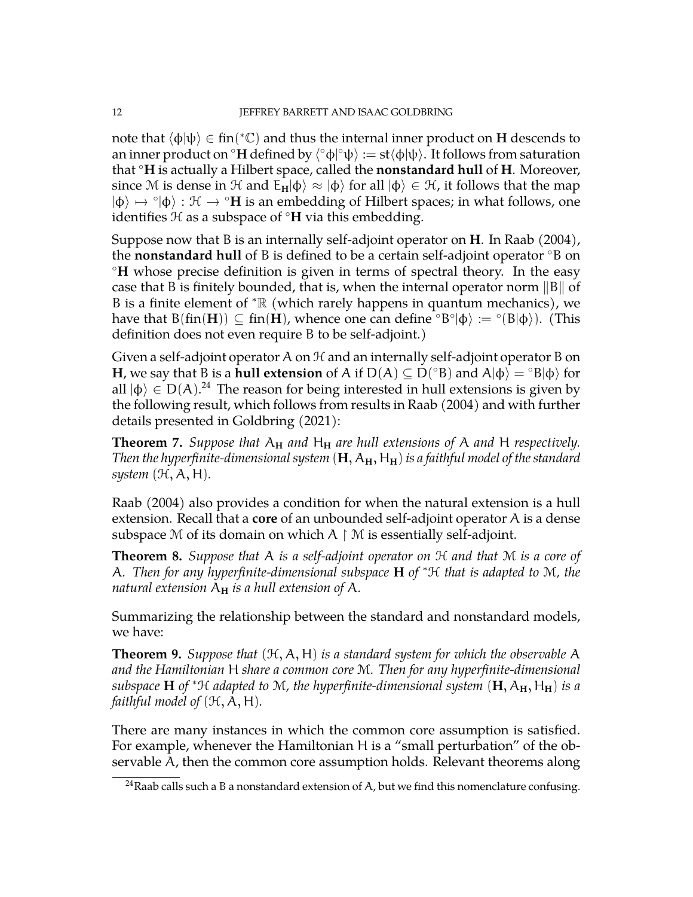note that $\langle\phi|\psi\rangle \in \text{fin}(^*\mathbb{C})$ and thus the internal inner product on $\mathbf{H}$ descends to an inner product on $^\circ\mathbf{H}$ defined by $\langle^\circ\phi|^\circ\psi\rangle := \text{st}\langle\phi|\psi\rangle$. It follows from saturation that $^\circ\mathbf{H}$ is actually a Hilbert space, called the **nonstandard hull** of $\mathbf{H}$. Moreover, since $\mathcal{M}$ is dense in $\mathcal{H}$ and $E_{\mathbf{H}}|\phi\rangle \approx |\phi\rangle$ for all $|\phi\rangle \in \mathcal{H}$, it follows that the map $|\phi\rangle \mapsto {}^\circ|\phi\rangle : \mathcal{H} \to {}^\circ\mathbf{H}$ is an embedding of Hilbert spaces; in what follows, one identifies $\mathcal{H}$ as a subspace of $^\circ\mathbf{H}$ via this embedding.

Suppose now that $B$ is an internally self-adjoint operator on $\mathbf{H}$. In Raab (2004), the **nonstandard hull** of $B$ is defined to be a certain self-adjoint operator $^\circ B$ on $^\circ\mathbf{H}$ whose precise definition is given in terms of spectral theory. In the easy case that $B$ is finitely bounded, that is, when the internal operator norm $\|B\|$ of $B$ is a finite element of $^*\mathbb{R}$ (which rarely happens in quantum mechanics), we have that $B(\text{fin}(\mathbf{H})) \subseteq \text{fin}(\mathbf{H})$, whence one can define $^\circ B^\circ|\phi\rangle := {}^\circ(B|\phi\rangle)$. (This definition does not even require $B$ to be self-adjoint.)

Given a self-adjoint operator $A$ on $\mathcal{H}$ and an internally self-adjoint operator $B$ on $\mathbf{H}$, we say that $B$ is a **hull extension** of $A$ if $D(A) \subseteq D(^\circ B)$ and $A|\phi\rangle = {}^\circ B|\phi\rangle$ for all $|\phi\rangle \in D(A)$.[24] The reason for being interested in hull extensions is given by the following result, which follows from results in Raab (2004) and with further details presented in Goldbring (2021):

**Theorem 7.** *Suppose that $A_{\mathbf{H}}$ and $H_{\mathbf{H}}$ are hull extensions of $A$ and $H$ respectively. Then the hyperfinite-dimensional system $(\mathbf{H}, A_{\mathbf{H}}, H_{\mathbf{H}})$ is a faithful model of the standard system $(\mathcal{H}, A, H)$.*

Raab (2004) also provides a condition for when the natural extension is a hull extension. Recall that a **core** of an unbounded self-adjoint operator $A$ is a dense subspace $\mathcal{M}$ of its domain on which $A \restriction \mathcal{M}$ is essentially self-adjoint.

**Theorem 8.** *Suppose that $A$ is a self-adjoint operator on $\mathcal{H}$ and that $\mathcal{M}$ is a core of $A$. Then for any hyperfinite-dimensional subspace $\mathbf{H}$ of $^*\mathcal{H}$ that is adapted to $\mathcal{M}$, the natural extension $A_{\mathbf{H}}$ is a hull extension of $A$.*

Summarizing the relationship between the standard and nonstandard models, we have:

**Theorem 9.** *Suppose that $(\mathcal{H}, A, H)$ is a standard system for which the observable $A$ and the Hamiltonian $H$ share a common core $\mathcal{M}$. Then for any hyperfinite-dimensional subspace $\mathbf{H}$ of $^*\mathcal{H}$ adapted to $\mathcal{M}$, the hyperfinite-dimensional system $(\mathbf{H}, A_{\mathbf{H}}, H_{\mathbf{H}})$ is a faithful model of $(\mathcal{H}, A, H)$.*

There are many instances in which the common core assumption is satisfied. For example, whenever the Hamiltonian $H$ is a "small perturbation" of the observable $A$, then the common core assumption holds. Relevant theorems along

[24] Raab calls such a $B$ a nonstandard extension of $A$, but we find this nomenclature confusing.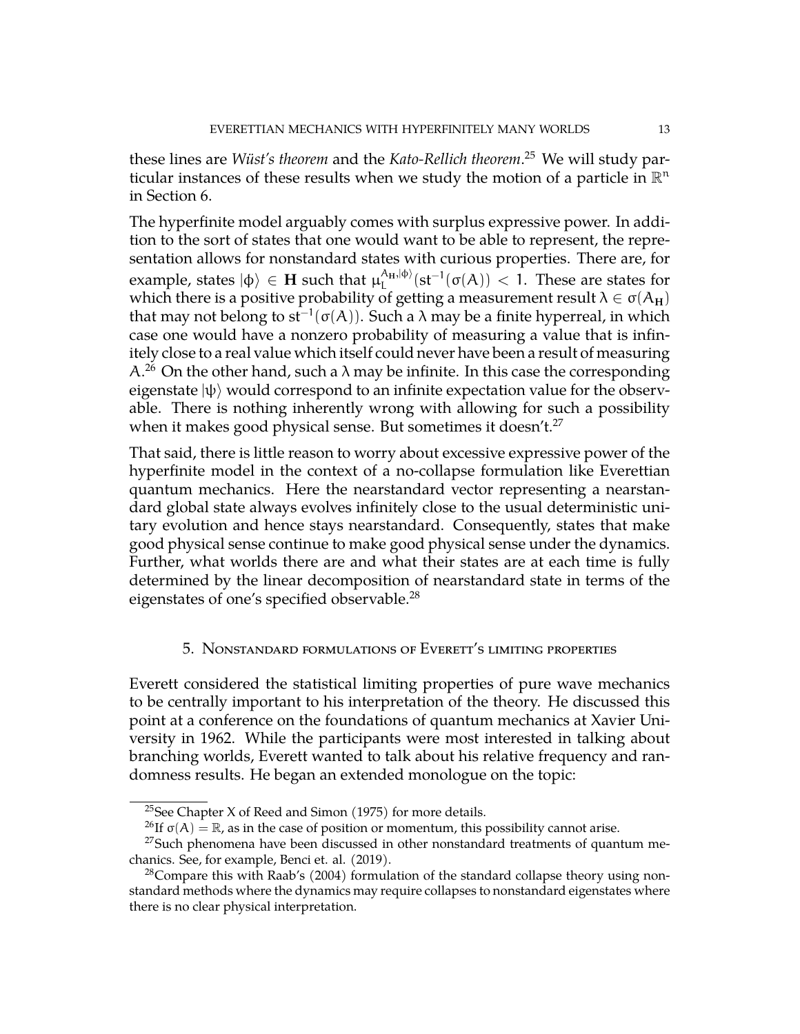these lines are *Wüst's theorem* and the *Kato-Rellich theorem*.[25] We will study particular instances of these results when we study the motion of a particle in $\mathbb{R}^n$ in Section 6.

The hyperfinite model arguably comes with surplus expressive power. In addition to the sort of states that one would want to be able to represent, the representation allows for nonstandard states with curious properties. There are, for example, states $|\phi\rangle \in \mathbf{H}$ such that $\mu_L^{A_{\mathbf{H}},|\phi\rangle}(\mathrm{st}^{-1}(\sigma(A)) < 1$. These are states for which there is a positive probability of getting a measurement result $\lambda \in \sigma(A_{\mathbf{H}})$ that may not belong to $\mathrm{st}^{-1}(\sigma(A))$. Such a $\lambda$ may be a finite hyperreal, in which case one would have a nonzero probability of measuring a value that is infinitely close to a real value which itself could never have been a result of measuring $A$.[26] On the other hand, such a $\lambda$ may be infinite. In this case the corresponding eigenstate $|\psi\rangle$ would correspond to an infinite expectation value for the observable. There is nothing inherently wrong with allowing for such a possibility when it makes good physical sense. But sometimes it doesn't.[27]

That said, there is little reason to worry about excessive expressive power of the hyperfinite model in the context of a no-collapse formulation like Everettian quantum mechanics. Here the nearstandard vector representing a nearstandard global state always evolves infinitely close to the usual deterministic unitary evolution and hence stays nearstandard. Consequently, states that make good physical sense continue to make good physical sense under the dynamics. Further, what worlds there are and what their states are at each time is fully determined by the linear decomposition of nearstandard state in terms of the eigenstates of one's specified observable.[28]

## 5. Nonstandard formulations of Everett's limiting properties

Everett considered the statistical limiting properties of pure wave mechanics to be centrally important to his interpretation of the theory. He discussed this point at a conference on the foundations of quantum mechanics at Xavier University in 1962. While the participants were most interested in talking about branching worlds, Everett wanted to talk about his relative frequency and randomness results. He began an extended monologue on the topic:

---

[25] See Chapter X of Reed and Simon (1975) for more details.

[26] If $\sigma(A) = \mathbb{R}$, as in the case of position or momentum, this possibility cannot arise.

[27] Such phenomena have been discussed in other nonstandard treatments of quantum mechanics. See, for example, Benci et. al. (2019).

[28] Compare this with Raab's (2004) formulation of the standard collapse theory using nonstandard methods where the dynamics may require collapses to nonstandard eigenstates where there is no clear physical interpretation.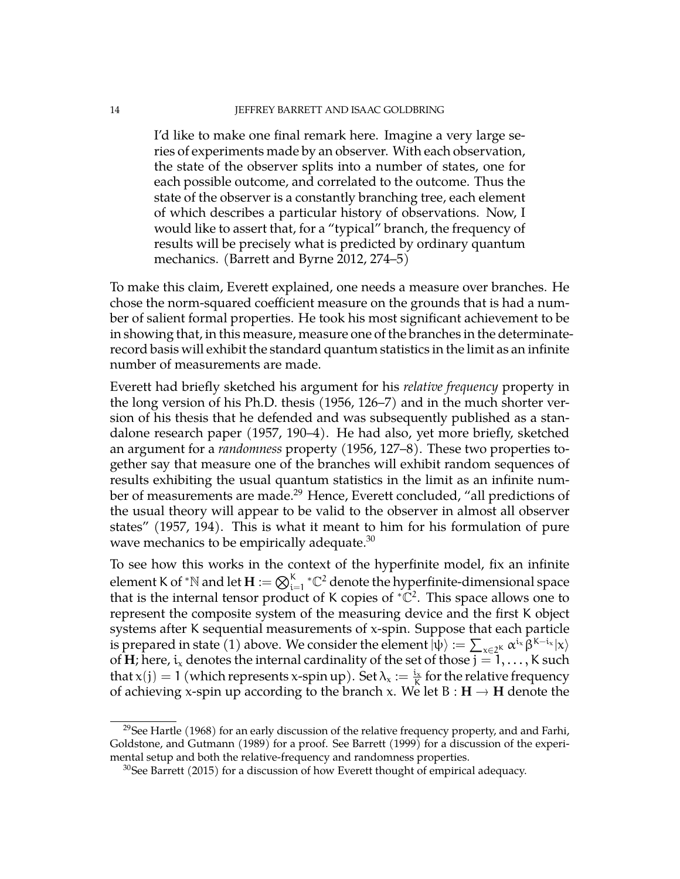> I'd like to make one final remark here. Imagine a very large series of experiments made by an observer. With each observation, the state of the observer splits into a number of states, one for each possible outcome, and correlated to the outcome. Thus the state of the observer is a constantly branching tree, each element of which describes a particular history of observations. Now, I would like to assert that, for a "typical" branch, the frequency of results will be precisely what is predicted by ordinary quantum mechanics. (Barrett and Byrne 2012, 274–5)

To make this claim, Everett explained, one needs a measure over branches. He chose the norm-squared coefficient measure on the grounds that is had a number of salient formal properties. He took his most significant achievement to be in showing that, in this measure, measure one of the branches in the determinate-record basis will exhibit the standard quantum statistics in the limit as an infinite number of measurements are made.

Everett had briefly sketched his argument for his *relative frequency* property in the long version of his Ph.D. thesis (1956, 126–7) and in the much shorter version of his thesis that he defended and was subsequently published as a standalone research paper (1957, 190–4). He had also, yet more briefly, sketched an argument for a *randomness* property (1956, 127–8). These two properties together say that measure one of the branches will exhibit random sequences of results exhibiting the usual quantum statistics in the limit as an infinite number of measurements are made.[29] Hence, Everett concluded, "all predictions of the usual theory will appear to be valid to the observer in almost all observer states" (1957, 194). This is what it meant to him for his formulation of pure wave mechanics to be empirically adequate.[30]

To see how this works in the context of the hyperfinite model, fix an infinite element $K$ of ${}^*\mathbb{N}$ and let $\mathbf{H} := \bigotimes_{i=1}^{K} {}^*\mathbb{C}^2$ denote the hyperfinite-dimensional space that is the internal tensor product of $K$ copies of ${}^*\mathbb{C}^2$. This space allows one to represent the composite system of the measuring device and the first $K$ object systems after $K$ sequential measurements of $x$-spin. Suppose that each particle is prepared in state (1) above. We consider the element $|\psi\rangle := \sum_{x \in 2^K} \alpha^{i_x} \beta^{K-i_x} |x\rangle$ of $\mathbf{H}$; here, $i_x$ denotes the internal cardinality of the set of those $j = 1, \ldots, K$ such that $x(j) = 1$ (which represents $x$-spin up). Set $\lambda_x := \frac{i_x}{K}$ for the relative frequency of achieving $x$-spin up according to the branch $x$. We let $B : \mathbf{H} \to \mathbf{H}$ denote the

---

[29] See Hartle (1968) for an early discussion of the relative frequency property, and and Farhi, Goldstone, and Gutmann (1989) for a proof. See Barrett (1999) for a discussion of the experimental setup and both the relative-frequency and randomness properties.

[30] See Barrett (2015) for a discussion of how Everett thought of empirical adequacy.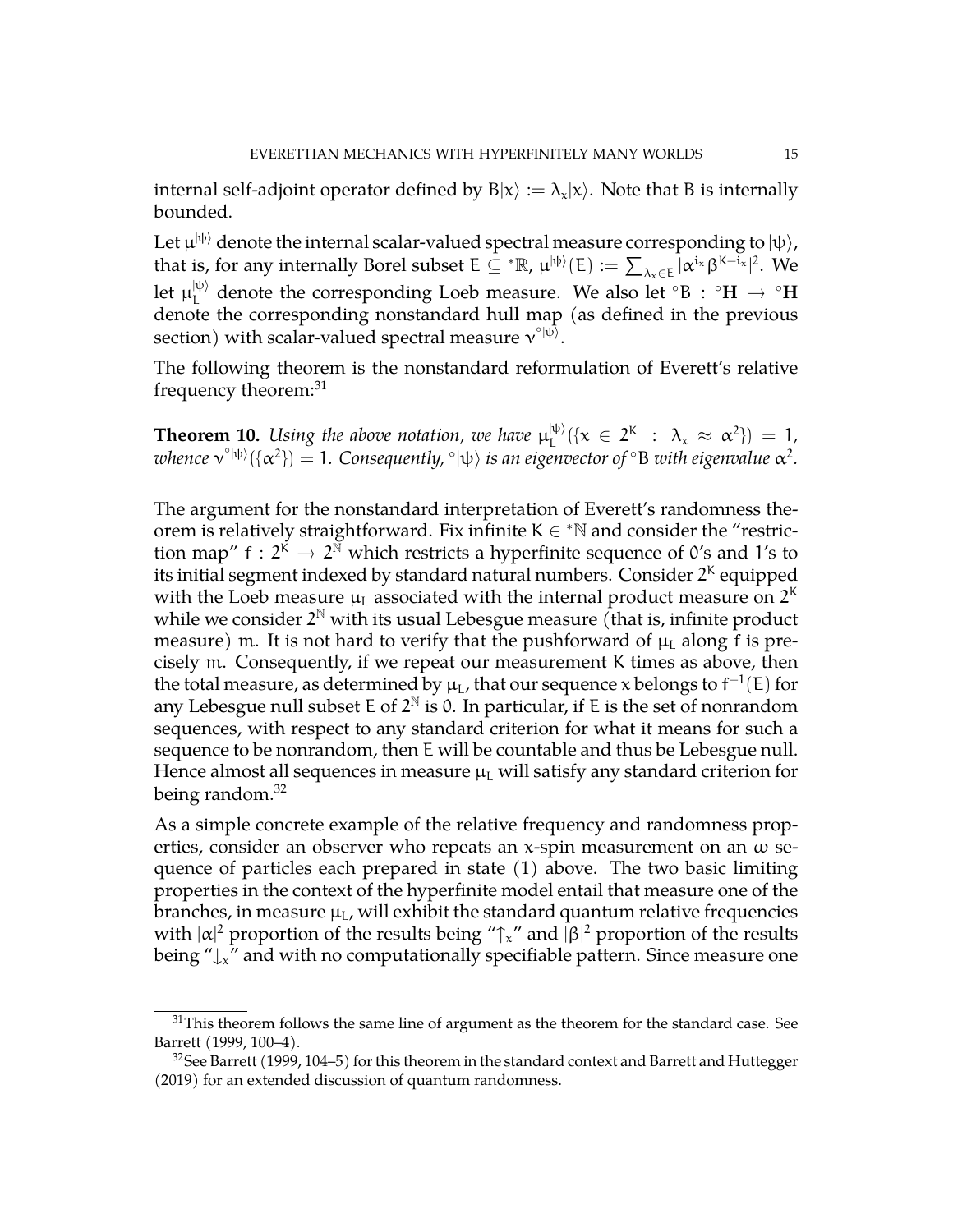internal self-adjoint operator defined by $B|x\rangle := \lambda_x|x\rangle$. Note that $B$ is internally bounded.

Let $\mu^{|\psi\rangle}$ denote the internal scalar-valued spectral measure corresponding to $|\psi\rangle$, that is, for any internally Borel subset $E \subseteq {}^*\mathbb{R}$, $\mu^{|\psi\rangle}(E) := \sum_{\lambda_x \in E} |\alpha^{i_x}\beta^{K-i_x}|^2$. We let $\mu_L^{|\psi\rangle}$ denote the corresponding Loeb measure. We also let ${}^\circ B : {}^\circ\mathbf{H} \to {}^\circ\mathbf{H}$ denote the corresponding nonstandard hull map (as defined in the previous section) with scalar-valued spectral measure $\nu^{{}^\circ|\psi\rangle}$.

The following theorem is the nonstandard reformulation of Everett's relative frequency theorem:[31]

**Theorem 10.** *Using the above notation, we have* $\mu_L^{|\psi\rangle}(\{x \in 2^K : \lambda_x \approx \alpha^2\}) = 1$, *whence* $\nu^{{}^\circ|\psi\rangle}(\{\alpha^2\}) = 1$. *Consequently,* ${}^\circ|\psi\rangle$ *is an eigenvector of* ${}^\circ B$ *with eigenvalue* $\alpha^2$.

The argument for the nonstandard interpretation of Everett's randomness theorem is relatively straightforward. Fix infinite $K \in {}^*\mathbb{N}$ and consider the "restriction map" $f : 2^K \to 2^{\mathbb{N}}$ which restricts a hyperfinite sequence of 0's and 1's to its initial segment indexed by standard natural numbers. Consider $2^K$ equipped with the Loeb measure $\mu_L$ associated with the internal product measure on $2^K$ while we consider $2^{\mathbb{N}}$ with its usual Lebesgue measure (that is, infinite product measure) $m$. It is not hard to verify that the pushforward of $\mu_L$ along $f$ is precisely $m$. Consequently, if we repeat our measurement $K$ times as above, then the total measure, as determined by $\mu_L$, that our sequence $x$ belongs to $f^{-1}(E)$ for any Lebesgue null subset $E$ of $2^{\mathbb{N}}$ is 0. In particular, if $E$ is the set of nonrandom sequences, with respect to any standard criterion for what it means for such a sequence to be nonrandom, then $E$ will be countable and thus be Lebesgue null. Hence almost all sequences in measure $\mu_L$ will satisfy any standard criterion for being random.[32]

As a simple concrete example of the relative frequency and randomness properties, consider an observer who repeats an $x$-spin measurement on an $\omega$ sequence of particles each prepared in state (1) above. The two basic limiting properties in the context of the hyperfinite model entail that measure one of the branches, in measure $\mu_L$, will exhibit the standard quantum relative frequencies with $|\alpha|^2$ proportion of the results being "$\uparrow_x$" and $|\beta|^2$ proportion of the results being "$\downarrow_x$" and with no computationally specifiable pattern. Since measure one

[31] This theorem follows the same line of argument as the theorem for the standard case. See Barrett (1999, 100–4).

[32] See Barrett (1999, 104–5) for this theorem in the standard context and Barrett and Huttegger (2019) for an extended discussion of quantum randomness.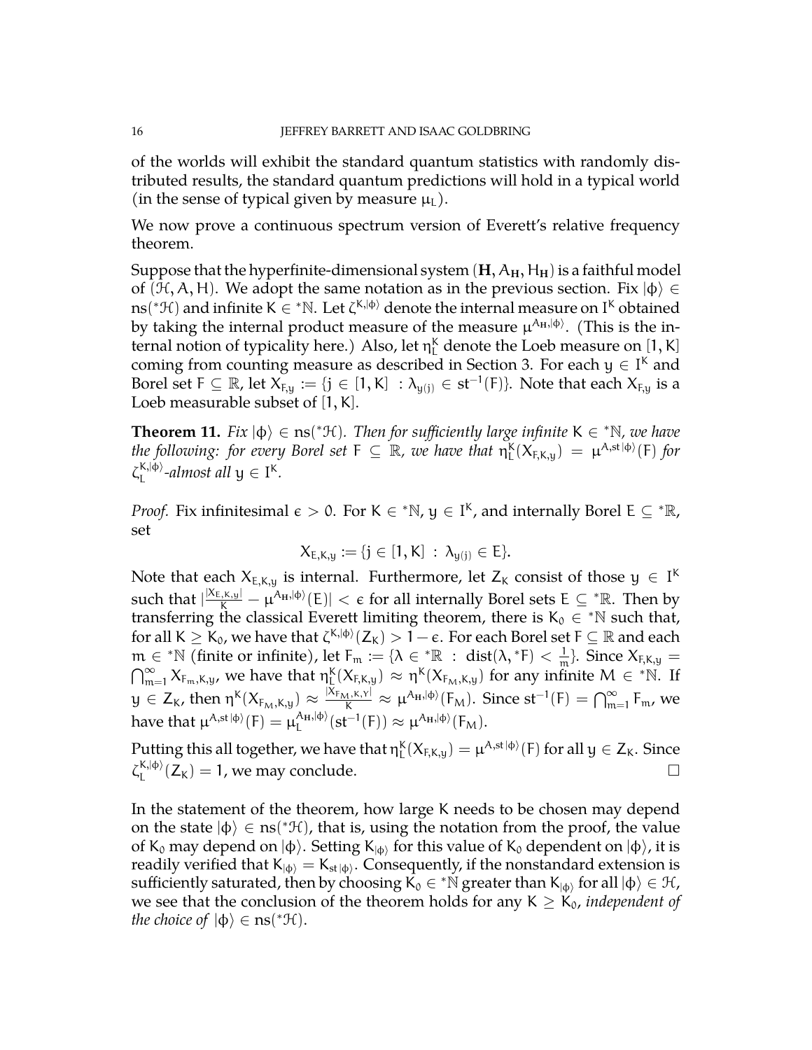of the worlds will exhibit the standard quantum statistics with randomly distributed results, the standard quantum predictions will hold in a typical world (in the sense of typical given by measure $\mu_L$).

We now prove a continuous spectrum version of Everett's relative frequency theorem.

Suppose that the hyperfinite-dimensional system $(\mathbf{H}, A_{\mathbf{H}}, H_{\mathbf{H}})$ is a faithful model of $(\mathcal{H}, A, H)$. We adopt the same notation as in the previous section. Fix $|\phi\rangle \in \operatorname{ns}({}^*\mathcal{H})$ and infinite $K \in {}^*\mathbb{N}$. Let $\zeta^{K,|\phi\rangle}$ denote the internal measure on $I^K$ obtained by taking the internal product measure of the measure $\mu^{A_{\mathbf{H}},|\phi\rangle}$. (This is the internal notion of typicality here.) Also, let $\eta^K_L$ denote the Loeb measure on $[1, K]$ coming from counting measure as described in Section 3. For each $y \in I^K$ and Borel set $F \subseteq \mathbb{R}$, let $X_{F,y} := \{j \in [1, K] \ : \lambda_{y(j)} \in \operatorname{st}^{-1}(F)\}$. Note that each $X_{F,y}$ is a Loeb measurable subset of $[1, K]$.

**Theorem 11.** *Fix $|\phi\rangle \in \operatorname{ns}({}^*\mathcal{H})$. Then for sufficiently large infinite $K \in {}^*\mathbb{N}$, we have the following: for every Borel set $F \subseteq \mathbb{R}$, we have that $\eta^K_L(X_{F,K,y}) = \mu^{A,\operatorname{st}|\phi\rangle}(F)$ for $\zeta^{K,|\phi\rangle}_L$-almost all $y \in I^K$.*

*Proof.* Fix infinitesimal $\epsilon > 0$. For $K \in {}^*\mathbb{N}$, $y \in I^K$, and internally Borel $E \subseteq {}^*\mathbb{R}$, set

$$X_{E,K,y} := \{j \in [1, K] \ : \ \lambda_{y(j)} \in E\}.$$

Note that each $X_{E,K,y}$ is internal. Furthermore, let $Z_K$ consist of those $y \in I^K$ such that $|\frac{|X_{E,K,y}|}{K} - \mu^{A_{\mathbf{H}},|\phi\rangle}(E)| < \epsilon$ for all internally Borel sets $E \subseteq {}^*\mathbb{R}$. Then by transferring the classical Everett limiting theorem, there is $K_0 \in {}^*\mathbb{N}$ such that, for all $K \geq K_0$, we have that $\zeta^{K,|\phi\rangle}(Z_K) > 1 - \epsilon$. For each Borel set $F \subseteq \mathbb{R}$ and each $m \in {}^*\mathbb{N}$ (finite or infinite), let $F_m := \{\lambda \in {}^*\mathbb{R} \ : \ \operatorname{dist}(\lambda, {}^*F) < \frac{1}{m}\}$. Since $X_{F,K,y} = \bigcap_{m=1}^{\infty} X_{F_m,K,y}$, we have that $\eta^K_L(X_{F,K,y}) \approx \eta^K(X_{F_M,K,y})$ for any infinite $M \in {}^*\mathbb{N}$. If $y \in Z_K$, then $\eta^K(X_{F_M,K,y}) \approx \frac{|X_{F_M,K,y}|}{K} \approx \mu^{A_{\mathbf{H}},|\phi\rangle}(F_M)$. Since $\operatorname{st}^{-1}(F) = \bigcap_{m=1}^{\infty} F_m$, we have that $\mu^{A,\operatorname{st}|\phi\rangle}(F) = \mu_L^{A_{\mathbf{H}},|\phi\rangle}(\operatorname{st}^{-1}(F)) \approx \mu^{A_{\mathbf{H}},|\phi\rangle}(F_M)$.

Putting this all together, we have that $\eta^K_L(X_{F,K,y}) = \mu^{A,\operatorname{st}|\phi\rangle}(F)$ for all $y \in Z_K$. Since $\zeta^{K,|\phi\rangle}_L(Z_K) = 1$, we may conclude. $\square$

In the statement of the theorem, how large $K$ needs to be chosen may depend on the state $|\phi\rangle \in \operatorname{ns}({}^*\mathcal{H})$, that is, using the notation from the proof, the value of $K_0$ may depend on $|\phi\rangle$. Setting $K_{|\phi\rangle}$ for this value of $K_0$ dependent on $|\phi\rangle$, it is readily verified that $K_{|\phi\rangle} = K_{\operatorname{st}|\phi\rangle}$. Consequently, if the nonstandard extension is sufficiently saturated, then by choosing $K_0 \in {}^*\mathbb{N}$ greater than $K_{|\phi\rangle}$ for all $|\phi\rangle \in \mathcal{H}$, we see that the conclusion of the theorem holds for any $K \geq K_0$, *independent of the choice of* $|\phi\rangle \in \operatorname{ns}({}^*\mathcal{H})$.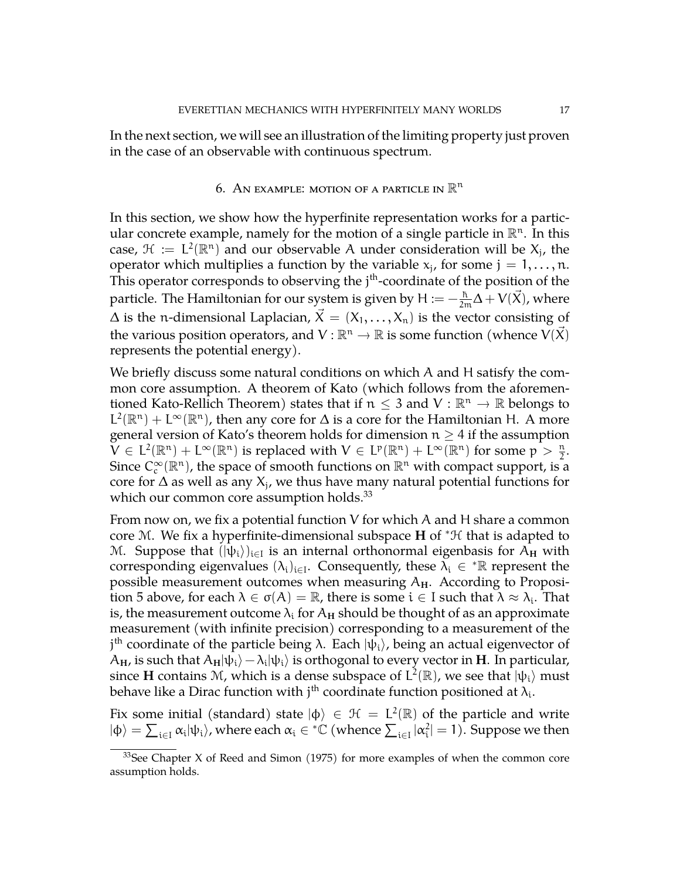In the next section, we will see an illustration of the limiting property just proven in the case of an observable with continuous spectrum.

## 6. An example: motion of a particle in $\mathbb{R}^n$

In this section, we show how the hyperfinite representation works for a particular concrete example, namely for the motion of a single particle in $\mathbb{R}^n$. In this case, $\mathcal{H} := L^2(\mathbb{R}^n)$ and our observable $A$ under consideration will be $X_j$, the operator which multiplies a function by the variable $x_j$, for some $j = 1, \ldots, n$. This operator corresponds to observing the $j^{\text{th}}$-coordinate of the position of the particle. The Hamiltonian for our system is given by $H := -\frac{\hbar}{2m}\Delta + V(\vec{X})$, where $\Delta$ is the $n$-dimensional Laplacian, $\vec{X} = (X_1, \ldots, X_n)$ is the vector consisting of the various position operators, and $V : \mathbb{R}^n \to \mathbb{R}$ is some function (whence $V(\vec{X})$ represents the potential energy).

We briefly discuss some natural conditions on which $A$ and $H$ satisfy the common core assumption. A theorem of Kato (which follows from the aforementioned Kato-Rellich Theorem) states that if $n \leq 3$ and $V : \mathbb{R}^n \to \mathbb{R}$ belongs to $L^2(\mathbb{R}^n) + L^\infty(\mathbb{R}^n)$, then any core for $\Delta$ is a core for the Hamiltonian $H$. A more general version of Kato's theorem holds for dimension $n \geq 4$ if the assumption $V \in L^2(\mathbb{R}^n) + L^\infty(\mathbb{R}^n)$ is replaced with $V \in L^p(\mathbb{R}^n) + L^\infty(\mathbb{R}^n)$ for some $p > \frac{n}{2}$. Since $C_c^\infty(\mathbb{R}^n)$, the space of smooth functions on $\mathbb{R}^n$ with compact support, is a core for $\Delta$ as well as any $X_j$, we thus have many natural potential functions for which our common core assumption holds.[33]

From now on, we fix a potential function $V$ for which $A$ and $H$ share a common core $\mathcal{M}$. We fix a hyperfinite-dimensional subspace $\mathbf{H}$ of ${}^*\mathcal{H}$ that is adapted to $\mathcal{M}$. Suppose that $(|\psi_i\rangle)_{i\in I}$ is an internal orthonormal eigenbasis for $A_{\mathbf{H}}$ with corresponding eigenvalues $(\lambda_i)_{i\in I}$. Consequently, these $\lambda_i \in {}^*\mathbb{R}$ represent the possible measurement outcomes when measuring $A_{\mathbf{H}}$. According to Proposition 5 above, for each $\lambda \in \sigma(A) = \mathbb{R}$, there is some $i \in I$ such that $\lambda \approx \lambda_i$. That is, the measurement outcome $\lambda_i$ for $A_{\mathbf{H}}$ should be thought of as an approximate measurement (with infinite precision) corresponding to a measurement of the $j^{\text{th}}$ coordinate of the particle being $\lambda$. Each $|\psi_i\rangle$, being an actual eigenvector of $A_{\mathbf{H}}$, is such that $A_{\mathbf{H}}|\psi_i\rangle - \lambda_i|\psi_i\rangle$ is orthogonal to every vector in $\mathbf{H}$. In particular, since $\mathbf{H}$ contains $\mathcal{M}$, which is a dense subspace of $L^2(\mathbb{R})$, we see that $|\psi_i\rangle$ must behave like a Dirac function with $j^{\text{th}}$ coordinate function positioned at $\lambda_i$.

Fix some initial (standard) state $|\phi\rangle \in \mathcal{H} = L^2(\mathbb{R})$ of the particle and write $|\phi\rangle = \sum_{i\in I} \alpha_i |\psi_i\rangle$, where each $\alpha_i \in {}^*\mathbb{C}$ (whence $\sum_{i\in I} |\alpha_i^2| = 1$). Suppose we then

[33] See Chapter X of Reed and Simon (1975) for more examples of when the common core assumption holds.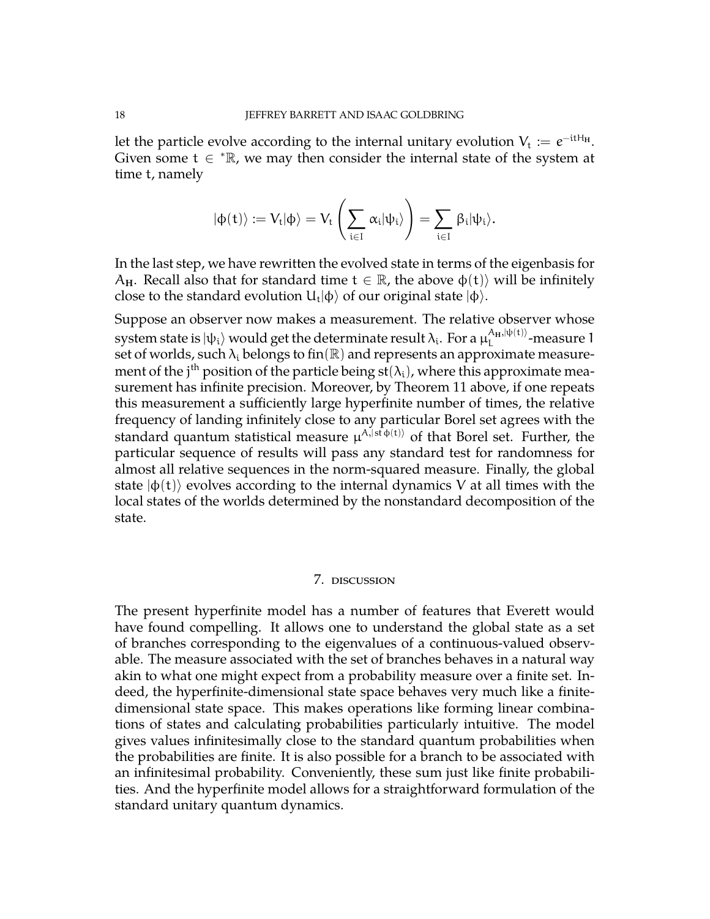let the particle evolve according to the internal unitary evolution $V_t := e^{-itH_{\mathbf{H}}}$. Given some $t \in {}^*\mathbb{R}$, we may then consider the internal state of the system at time $t$, namely

$$|\phi(t)\rangle := V_t|\phi\rangle = V_t\left(\sum_{i\in I}\alpha_i|\psi_i\rangle\right) = \sum_{i\in I}\beta_i|\psi_i\rangle.$$

In the last step, we have rewritten the evolved state in terms of the eigenbasis for $A_{\mathbf{H}}$. Recall also that for standard time $t \in \mathbb{R}$, the above $\phi(t)\rangle$ will be infinitely close to the standard evolution $U_t|\phi\rangle$ of our original state $|\phi\rangle$.

Suppose an observer now makes a measurement. The relative observer whose system state is $|\psi_i\rangle$ would get the determinate result $\lambda_i$. For a $\mu_L^{A_{\mathbf{H}},|\psi(t)\rangle}$-measure 1 set of worlds, such $\lambda_i$ belongs to $\text{fin}(\mathbb{R})$ and represents an approximate measurement of the $j^{\text{th}}$ position of the particle being $\text{st}(\lambda_i)$, where this approximate measurement has infinite precision. Moreover, by Theorem 11 above, if one repeats this measurement a sufficiently large hyperfinite number of times, the relative frequency of landing infinitely close to any particular Borel set agrees with the standard quantum statistical measure $\mu^{A,|\text{st}\,\phi(t)\rangle}$ of that Borel set. Further, the particular sequence of results will pass any standard test for randomness for almost all relative sequences in the norm-squared measure. Finally, the global state $|\phi(t)\rangle$ evolves according to the internal dynamics $V$ at all times with the local states of the worlds determined by the nonstandard decomposition of the state.

## 7. Discussion

The present hyperfinite model has a number of features that Everett would have found compelling. It allows one to understand the global state as a set of branches corresponding to the eigenvalues of a continuous-valued observable. The measure associated with the set of branches behaves in a natural way akin to what one might expect from a probability measure over a finite set. Indeed, the hyperfinite-dimensional state space behaves very much like a finite-dimensional state space. This makes operations like forming linear combinations of states and calculating probabilities particularly intuitive. The model gives values infinitesimally close to the standard quantum probabilities when the probabilities are finite. It is also possible for a branch to be associated with an infinitesimal probability. Conveniently, these sum just like finite probabilities. And the hyperfinite model allows for a straightforward formulation of the standard unitary quantum dynamics.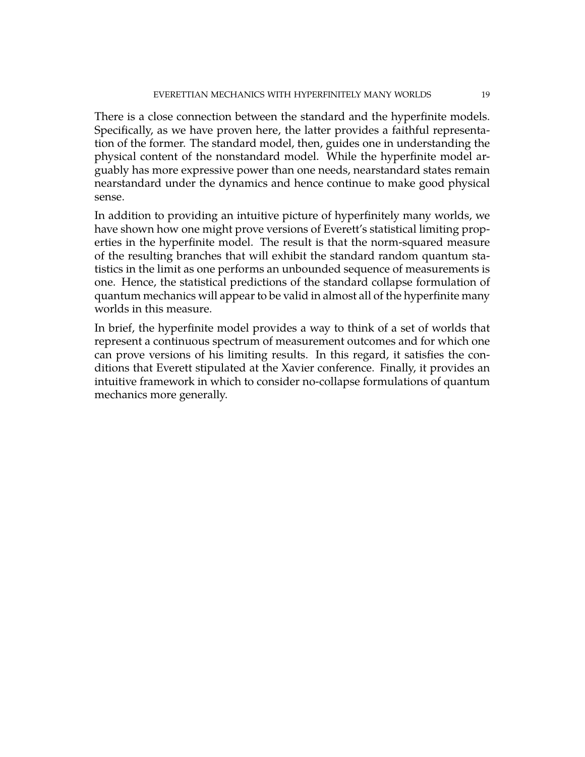There is a close connection between the standard and the hyperfinite models. Specifically, as we have proven here, the latter provides a faithful representation of the former. The standard model, then, guides one in understanding the physical content of the nonstandard model. While the hyperfinite model arguably has more expressive power than one needs, nearstandard states remain nearstandard under the dynamics and hence continue to make good physical sense.

In addition to providing an intuitive picture of hyperfinitely many worlds, we have shown how one might prove versions of Everett's statistical limiting properties in the hyperfinite model. The result is that the norm-squared measure of the resulting branches that will exhibit the standard random quantum statistics in the limit as one performs an unbounded sequence of measurements is one. Hence, the statistical predictions of the standard collapse formulation of quantum mechanics will appear to be valid in almost all of the hyperfinite many worlds in this measure.

In brief, the hyperfinite model provides a way to think of a set of worlds that represent a continuous spectrum of measurement outcomes and for which one can prove versions of his limiting results. In this regard, it satisfies the conditions that Everett stipulated at the Xavier conference. Finally, it provides an intuitive framework in which to consider no-collapse formulations of quantum mechanics more generally.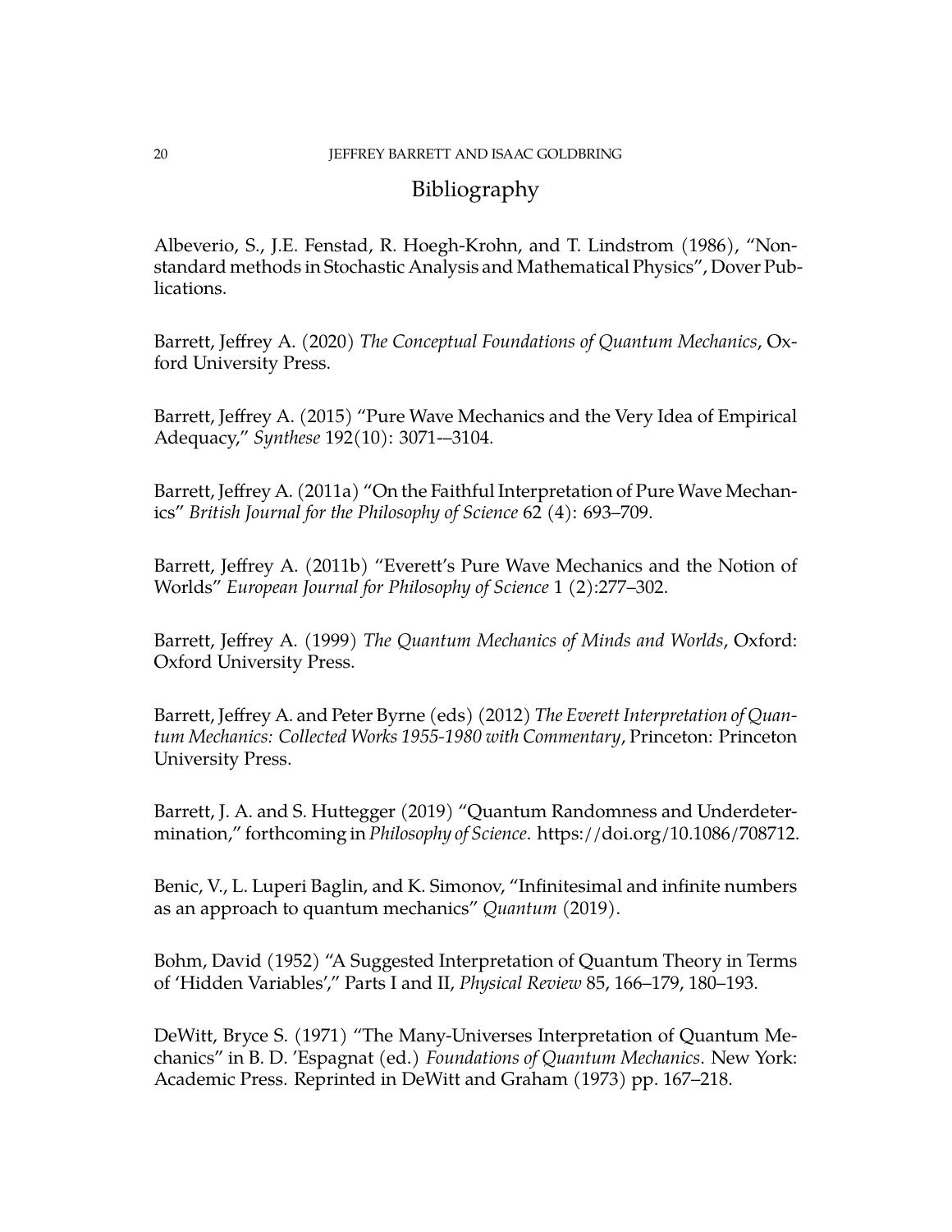# Bibliography

Albeverio, S., J.E. Fenstad, R. Hoegh-Krohn, and T. Lindstrom (1986), "Nonstandard methods in Stochastic Analysis and Mathematical Physics", Dover Publications.

Barrett, Jeffrey A. (2020) *The Conceptual Foundations of Quantum Mechanics*, Oxford University Press.

Barrett, Jeffrey A. (2015) "Pure Wave Mechanics and the Very Idea of Empirical Adequacy," *Synthese* 192(10): 3071-–3104.

Barrett, Jeffrey A. (2011a) "On the Faithful Interpretation of Pure Wave Mechanics" *British Journal for the Philosophy of Science* 62 (4): 693–709.

Barrett, Jeffrey A. (2011b) "Everett's Pure Wave Mechanics and the Notion of Worlds" *European Journal for Philosophy of Science* 1 (2):277–302.

Barrett, Jeffrey A. (1999) *The Quantum Mechanics of Minds and Worlds*, Oxford: Oxford University Press.

Barrett, Jeffrey A. and Peter Byrne (eds) (2012) *The Everett Interpretation of Quantum Mechanics: Collected Works 1955-1980 with Commentary*, Princeton: Princeton University Press.

Barrett, J. A. and S. Huttegger (2019) "Quantum Randomness and Underdetermination," forthcoming in *Philosophy of Science*. https://doi.org/10.1086/708712.

Benic, V., L. Luperi Baglin, and K. Simonov, "Infinitesimal and infinite numbers as an approach to quantum mechanics" *Quantum* (2019).

Bohm, David (1952) "A Suggested Interpretation of Quantum Theory in Terms of 'Hidden Variables'," Parts I and II, *Physical Review* 85, 166–179, 180–193.

DeWitt, Bryce S. (1971) "The Many-Universes Interpretation of Quantum Mechanics" in B. D. 'Espagnat (ed.) *Foundations of Quantum Mechanics*. New York: Academic Press. Reprinted in DeWitt and Graham (1973) pp. 167–218.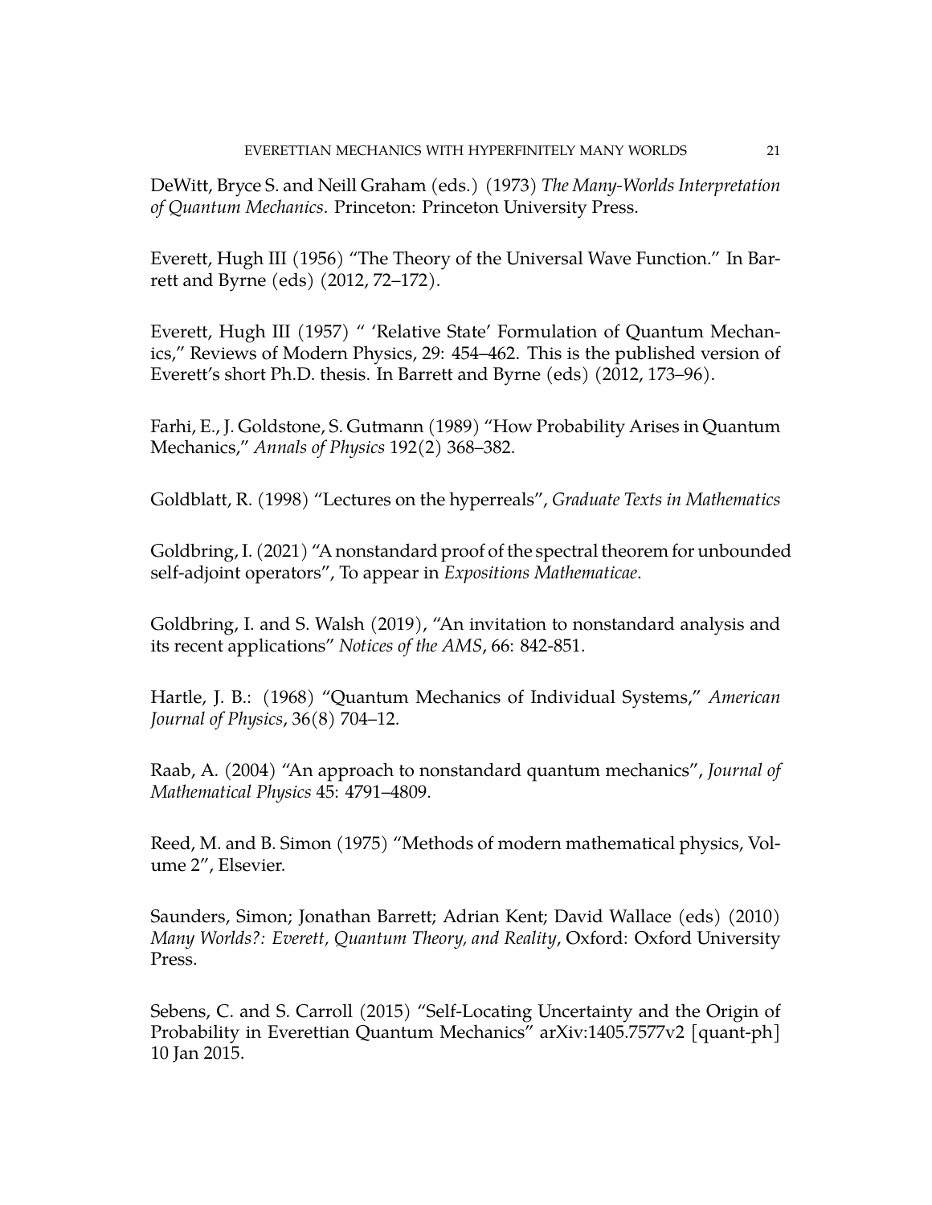DeWitt, Bryce S. and Neill Graham (eds.) (1973) *The Many-Worlds Interpretation of Quantum Mechanics*. Princeton: Princeton University Press.

Everett, Hugh III (1956) "The Theory of the Universal Wave Function." In Barrett and Byrne (eds) (2012, 72–172).

Everett, Hugh III (1957) " 'Relative State' Formulation of Quantum Mechanics," Reviews of Modern Physics, 29: 454–462. This is the published version of Everett's short Ph.D. thesis. In Barrett and Byrne (eds) (2012, 173–96).

Farhi, E., J. Goldstone, S. Gutmann (1989) "How Probability Arises in Quantum Mechanics," *Annals of Physics* 192(2) 368–382.

Goldblatt, R. (1998) "Lectures on the hyperreals", *Graduate Texts in Mathematics*

Goldbring, I. (2021) "A nonstandard proof of the spectral theorem for unbounded self-adjoint operators", To appear in *Expositions Mathematicae*.

Goldbring, I. and S. Walsh (2019), "An invitation to nonstandard analysis and its recent applications" *Notices of the AMS*, 66: 842-851.

Hartle, J. B.: (1968) "Quantum Mechanics of Individual Systems," *American Journal of Physics*, 36(8) 704–12.

Raab, A. (2004) "An approach to nonstandard quantum mechanics", *Journal of Mathematical Physics* 45: 4791–4809.

Reed, M. and B. Simon (1975) "Methods of modern mathematical physics, Volume 2", Elsevier.

Saunders, Simon; Jonathan Barrett; Adrian Kent; David Wallace (eds) (2010) *Many Worlds?: Everett, Quantum Theory, and Reality*, Oxford: Oxford University Press.

Sebens, C. and S. Carroll (2015) "Self-Locating Uncertainty and the Origin of Probability in Everettian Quantum Mechanics" arXiv:1405.7577v2 [quant-ph] 10 Jan 2015.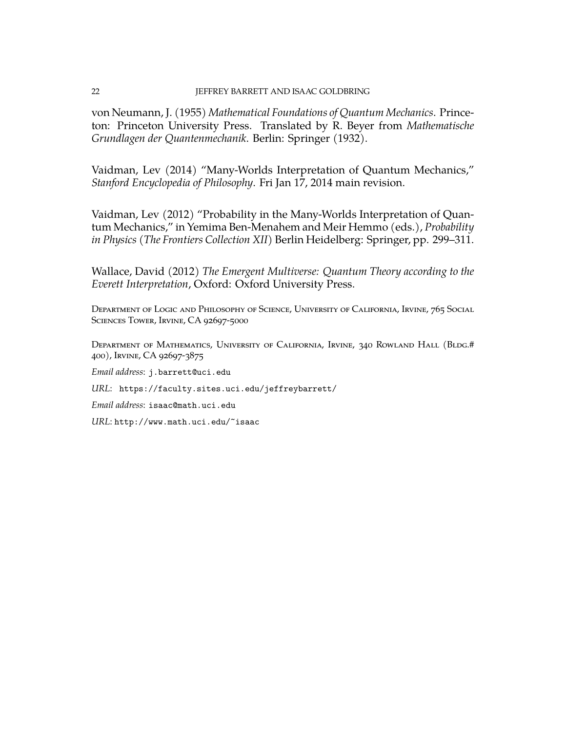von Neumann, J. (1955) *Mathematical Foundations of Quantum Mechanics*. Princeton: Princeton University Press. Translated by R. Beyer from *Mathematische Grundlagen der Quantenmechanik*. Berlin: Springer (1932).

Vaidman, Lev (2014) "Many-Worlds Interpretation of Quantum Mechanics," *Stanford Encyclopedia of Philosophy*. Fri Jan 17, 2014 main revision.

Vaidman, Lev (2012) "Probability in the Many-Worlds Interpretation of Quantum Mechanics," in Yemima Ben-Menahem and Meir Hemmo (eds.), *Probability in Physics* (*The Frontiers Collection XII*) Berlin Heidelberg: Springer, pp. 299–311.

Wallace, David (2012) *The Emergent Multiverse: Quantum Theory according to the Everett Interpretation*, Oxford: Oxford University Press.

Department of Logic and Philosophy of Science, University of California, Irvine, 765 Social Sciences Tower, Irvine, CA 92697-5000

Department of Mathematics, University of California, Irvine, 340 Rowland Hall (Bldg.# 400), Irvine, CA 92697-3875

*Email address*: j.barrett@uci.edu

*URL*: https://faculty.sites.uci.edu/jeffreybarrett/

*Email address*: isaac@math.uci.edu

*URL*: http://www.math.uci.edu/~isaac